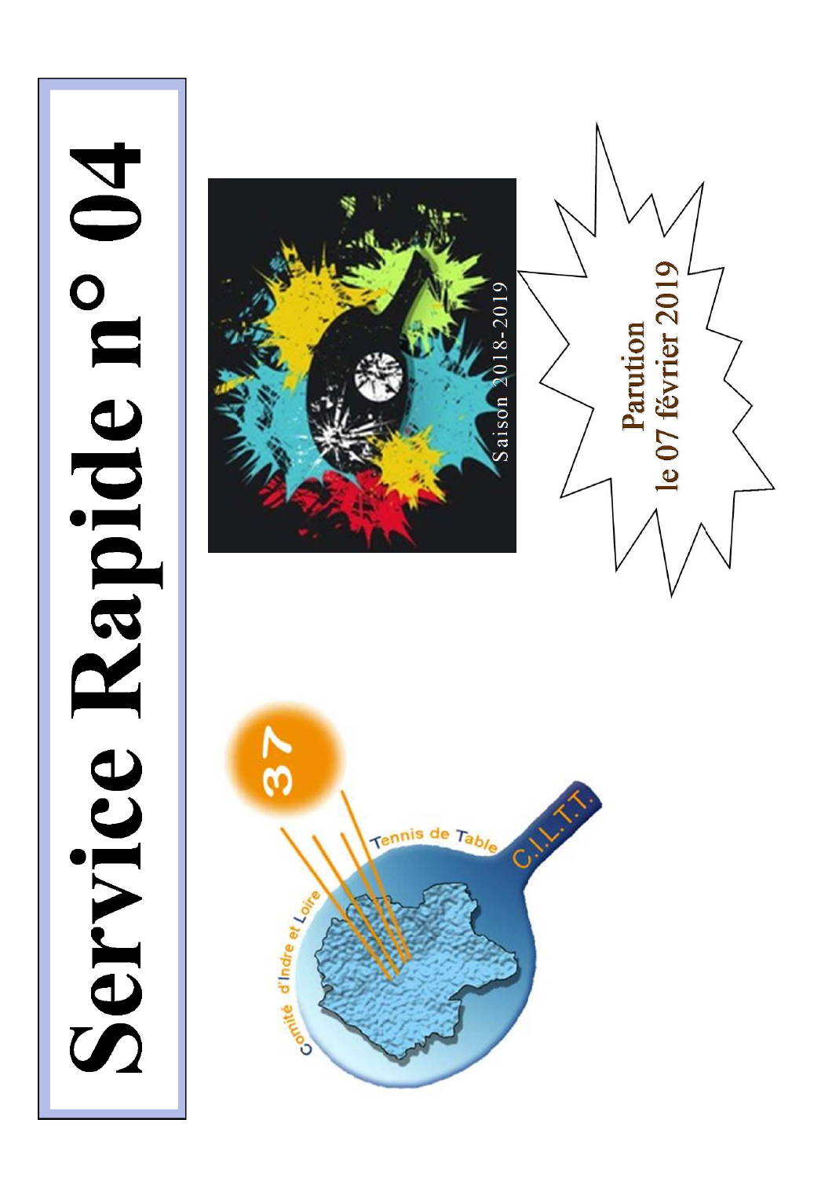# Service Rapide n° 04

Saison 2018-2019

**Parution le 07 février 2019**

Comité d'Indre et Loire Tennis de Table C.I.L.T.T.

37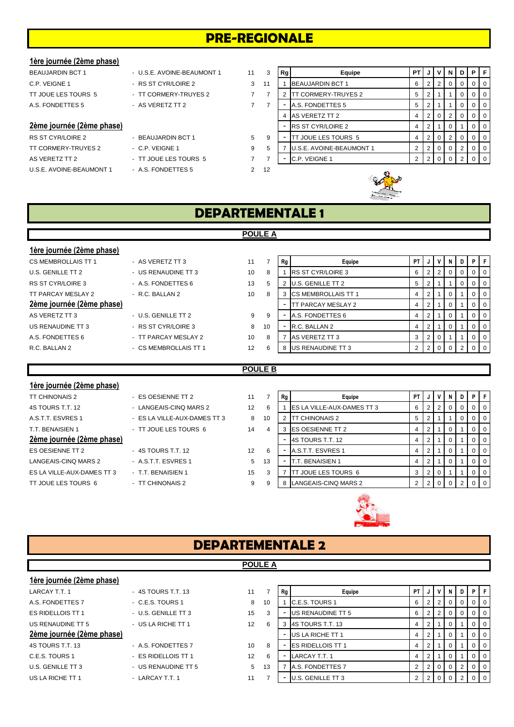# PRE-REGIONALE

**1ère journée (2ème phase)**

| Équipe 1 | Équipe 2 | Score 1 | Score 2 |
|---|---|---|---|
| BEAUJARDIN BCT 1 | U.S.E. AVOINE-BEAUMONT 1 | 11 | 3 |
| C.P. VEIGNE 1 | RS ST CYR/LOIRE 2 | 3 | 11 |
| TT JOUE LES TOURS 5 | TT CORMERY-TRUYES 2 | 7 | 7 |
| A.S. FONDETTES 5 | AS VERETZ TT 2 | 7 | 7 |

**2ème journée (2ème phase)**

| Équipe 1 | Équipe 2 | Score 1 | Score 2 |
|---|---|---|---|
| RS ST CYR/LOIRE 2 | BEAUJARDIN BCT 1 | 5 | 9 |
| TT CORMERY-TRUYES 2 | C.P. VEIGNE 1 | 9 | 5 |
| AS VERETZ TT 2 | TT JOUE LES TOURS 5 | 7 | 7 |
| U.S.E. AVOINE-BEAUMONT 1 | A.S. FONDETTES 5 | 2 | 12 |

| Rg | Equipe | PT | J | V | N | D | P | F |
|---|---|---|---|---|---|---|---|---|
| 1 | BEAUJARDIN BCT 1 | 6 | 2 | 2 | 0 | 0 | 0 | 0 |
| 2 | TT CORMERY-TRUYES 2 | 5 | 2 | 1 | 1 | 0 | 0 | 0 |
| - | A.S. FONDETTES 5 | 5 | 2 | 1 | 1 | 0 | 0 | 0 |
| 4 | AS VERETZ TT 2 | 4 | 2 | 0 | 2 | 0 | 0 | 0 |
| - | RS ST CYR/LOIRE 2 | 4 | 2 | 1 | 0 | 1 | 0 | 0 |
| - | TT JOUE LES TOURS 5 | 4 | 2 | 0 | 2 | 0 | 0 | 0 |
| 7 | U.S.E. AVOINE-BEAUMONT 1 | 2 | 2 | 0 | 0 | 2 | 0 | 0 |
| - | C.P. VEIGNE 1 | 2 | 2 | 0 | 0 | 2 | 0 | 0 |

# DEPARTEMENTALE 1

## POULE A

**1ère journée (2ème phase)**

| Équipe 1 | Équipe 2 | Score 1 | Score 2 |
|---|---|---|---|
| CS MEMBROLLAIS TT 1 | AS VERETZ TT 3 | 11 | 7 |
| U.S. GENILLE TT 2 | US RENAUDINE TT 3 | 10 | 8 |
| RS ST CYR/LOIRE 3 | A.S. FONDETTES 6 | 13 | 5 |
| TT PARCAY MESLAY 2 | R.C. BALLAN 2 | 10 | 8 |

**2ème journée (2ème phase)**

| Équipe 1 | Équipe 2 | Score 1 | Score 2 |
|---|---|---|---|
| AS VERETZ TT 3 | U.S. GENILLE TT 2 | 9 | 9 |
| US RENAUDINE TT 3 | RS ST CYR/LOIRE 3 | 8 | 10 |
| A.S. FONDETTES 6 | TT PARCAY MESLAY 2 | 10 | 8 |
| R.C. BALLAN 2 | CS MEMBROLLAIS TT 1 | 12 | 6 |

| Rg | Equipe | PT | J | V | N | D | P | F |
|---|---|---|---|---|---|---|---|---|
| 1 | RS ST CYR/LOIRE 3 | 6 | 2 | 2 | 0 | 0 | 0 | 0 |
| 2 | U.S. GENILLE TT 2 | 5 | 2 | 1 | 1 | 0 | 0 | 0 |
| 3 | CS MEMBROLLAIS TT 1 | 4 | 2 | 1 | 0 | 1 | 0 | 0 |
| - | TT PARCAY MESLAY 2 | 4 | 2 | 1 | 0 | 1 | 0 | 0 |
| - | A.S. FONDETTES 6 | 4 | 2 | 1 | 0 | 1 | 0 | 0 |
| - | R.C. BALLAN 2 | 4 | 2 | 1 | 0 | 1 | 0 | 0 |
| 7 | AS VERETZ TT 3 | 3 | 2 | 0 | 1 | 1 | 0 | 0 |
| 8 | US RENAUDINE TT 3 | 2 | 2 | 0 | 0 | 2 | 0 | 0 |

## POULE B

**1ère journée (2ème phase)**

| Équipe 1 | Équipe 2 | Score 1 | Score 2 |
|---|---|---|---|
| TT CHINONAIS 2 | ES OESIENNE TT 2 | 11 | 7 |
| 4S TOURS T.T. 12 | LANGEAIS-CINQ MARS 2 | 12 | 6 |
| A.S.T.T. ESVRES 1 | ES LA VILLE-AUX-DAMES TT 3 | 8 | 10 |
| T.T. BENAISIEN 1 | TT JOUE LES TOURS 6 | 14 | 4 |

**2ème journée (2ème phase)**

| Équipe 1 | Équipe 2 | Score 1 | Score 2 |
|---|---|---|---|
| ES OESIENNE TT 2 | 4S TOURS T.T. 12 | 12 | 6 |
| LANGEAIS-CINQ MARS 2 | A.S.T.T. ESVRES 1 | 5 | 13 |
| ES LA VILLE-AUX-DAMES TT 3 | T.T. BENAISIEN 1 | 15 | 3 |
| TT JOUE LES TOURS 6 | TT CHINONAIS 2 | 9 | 9 |

| Rg | Equipe | PT | J | V | N | D | P | F |
|---|---|---|---|---|---|---|---|---|
| 1 | ES LA VILLE-AUX-DAMES TT 3 | 6 | 2 | 2 | 0 | 0 | 0 | 0 |
| 2 | TT CHINONAIS 2 | 5 | 2 | 1 | 1 | 0 | 0 | 0 |
| 3 | ES OESIENNE TT 2 | 4 | 2 | 1 | 0 | 1 | 0 | 0 |
| - | 4S TOURS T.T. 12 | 4 | 2 | 1 | 0 | 1 | 0 | 0 |
| - | A.S.T.T. ESVRES 1 | 4 | 2 | 1 | 0 | 1 | 0 | 0 |
| - | T.T. BENAISIEN 1 | 4 | 2 | 1 | 0 | 1 | 0 | 0 |
| 7 | TT JOUE LES TOURS 6 | 3 | 2 | 0 | 1 | 1 | 0 | 0 |
| 8 | LANGEAIS-CINQ MARS 2 | 2 | 2 | 0 | 0 | 2 | 0 | 0 |

# DEPARTEMENTALE 2

## POULE A

**1ère journée (2ème phase)**

| Équipe 1 | Équipe 2 | Score 1 | Score 2 |
|---|---|---|---|
| LARCAY T.T. 1 | 4S TOURS T.T. 13 | 11 | 7 |
| A.S. FONDETTES 7 | C.E.S. TOURS 1 | 8 | 10 |
| ES RIDELLOIS TT 1 | U.S. GENILLE TT 3 | 15 | 3 |
| US RENAUDINE TT 5 | US LA RICHE TT 1 | 12 | 6 |

**2ème journée (2ème phase)**

| Équipe 1 | Équipe 2 | Score 1 | Score 2 |
|---|---|---|---|
| 4S TOURS T.T. 13 | A.S. FONDETTES 7 | 10 | 8 |
| C.E.S. TOURS 1 | ES RIDELLOIS TT 1 | 12 | 6 |
| U.S. GENILLE TT 3 | US RENAUDINE TT 5 | 5 | 13 |
| US LA RICHE TT 1 | LARCAY T.T. 1 | 11 | 7 |

| Rg | Equipe | PT | J | V | N | D | P | F |
|---|---|---|---|---|---|---|---|---|
| 1 | C.E.S. TOURS 1 | 6 | 2 | 2 | 0 | 0 | 0 | 0 |
| - | US RENAUDINE TT 5 | 6 | 2 | 2 | 0 | 0 | 0 | 0 |
| 3 | 4S TOURS T.T. 13 | 4 | 2 | 1 | 0 | 1 | 0 | 0 |
| - | US LA RICHE TT 1 | 4 | 2 | 1 | 0 | 1 | 0 | 0 |
| - | ES RIDELLOIS TT 1 | 4 | 2 | 1 | 0 | 1 | 0 | 0 |
| - | LARCAY T.T. 1 | 4 | 2 | 1 | 0 | 1 | 0 | 0 |
| 7 | A.S. FONDETTES 7 | 2 | 2 | 0 | 0 | 2 | 0 | 0 |
| - | U.S. GENILLE TT 3 | 2 | 2 | 0 | 0 | 2 | 0 | 0 |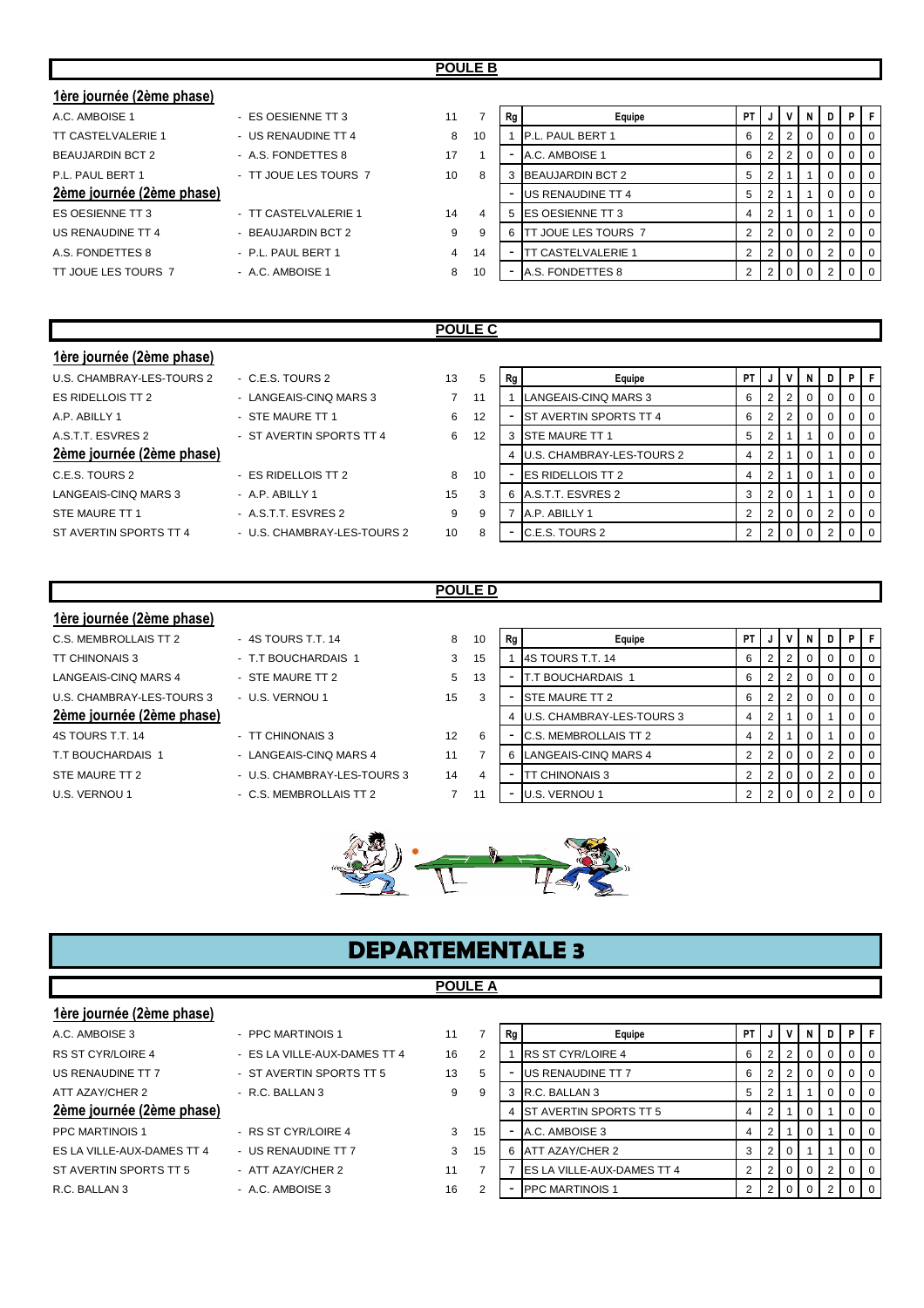## POULE B

### 1ère journée (2ème phase)

| Équipe 1 | Équipe 2 | Score 1 | Score 2 |
|---|---|---|---|
| A.C. AMBOISE 1 | ES OESIENNE TT 3 | 11 | 7 |
| TT CASTELVALERIE 1 | US RENAUDINE TT 4 | 8 | 10 |
| BEAUJARDIN BCT 2 | A.S. FONDETTES 8 | 17 | 1 |
| P.L. PAUL BERT 1 | TT JOUE LES TOURS 7 | 10 | 8 |

### 2ème journée (2ème phase)

| Équipe 1 | Équipe 2 | Score 1 | Score 2 |
|---|---|---|---|
| ES OESIENNE TT 3 | TT CASTELVALERIE 1 | 14 | 4 |
| US RENAUDINE TT 4 | BEAUJARDIN BCT 2 | 9 | 9 |
| A.S. FONDETTES 8 | P.L. PAUL BERT 1 | 4 | 14 |
| TT JOUE LES TOURS 7 | A.C. AMBOISE 1 | 8 | 10 |

| Rg | Equipe | PT | J | V | N | D | P | F |
|---|---|---|---|---|---|---|---|---|
| 1 | P.L. PAUL BERT 1 | 6 | 2 | 2 | 0 | 0 | 0 | 0 |
| - | A.C. AMBOISE 1 | 6 | 2 | 2 | 0 | 0 | 0 | 0 |
| 3 | BEAUJARDIN BCT 2 | 5 | 2 | 1 | 1 | 0 | 0 | 0 |
| - | US RENAUDINE TT 4 | 5 | 2 | 1 | 1 | 0 | 0 | 0 |
| 5 | ES OESIENNE TT 3 | 4 | 2 | 1 | 0 | 1 | 0 | 0 |
| 6 | TT JOUE LES TOURS 7 | 2 | 2 | 0 | 0 | 2 | 0 | 0 |
| - | TT CASTELVALERIE 1 | 2 | 2 | 0 | 0 | 2 | 0 | 0 |
| - | A.S. FONDETTES 8 | 2 | 2 | 0 | 0 | 2 | 0 | 0 |

## POULE C

### 1ère journée (2ème phase)

| Équipe 1 | Équipe 2 | Score 1 | Score 2 |
|---|---|---|---|
| U.S. CHAMBRAY-LES-TOURS 2 | C.E.S. TOURS 2 | 13 | 5 |
| ES RIDELLOIS TT 2 | LANGEAIS-CINQ MARS 3 | 7 | 11 |
| A.P. ABILLY 1 | STE MAURE TT 1 | 6 | 12 |
| A.S.T.T. ESVRES 2 | ST AVERTIN SPORTS TT 4 | 6 | 12 |

### 2ème journée (2ème phase)

| Équipe 1 | Équipe 2 | Score 1 | Score 2 |
|---|---|---|---|
| C.E.S. TOURS 2 | ES RIDELLOIS TT 2 | 8 | 10 |
| LANGEAIS-CINQ MARS 3 | A.P. ABILLY 1 | 15 | 3 |
| STE MAURE TT 1 | A.S.T.T. ESVRES 2 | 9 | 9 |
| ST AVERTIN SPORTS TT 4 | U.S. CHAMBRAY-LES-TOURS 2 | 10 | 8 |

| Rg | Equipe | PT | J | V | N | D | P | F |
|---|---|---|---|---|---|---|---|---|
| 1 | LANGEAIS-CINQ MARS 3 | 6 | 2 | 2 | 0 | 0 | 0 | 0 |
| - | ST AVERTIN SPORTS TT 4 | 6 | 2 | 2 | 0 | 0 | 0 | 0 |
| 3 | STE MAURE TT 1 | 5 | 2 | 1 | 1 | 0 | 0 | 0 |
| 4 | U.S. CHAMBRAY-LES-TOURS 2 | 4 | 2 | 1 | 0 | 1 | 0 | 0 |
| - | ES RIDELLOIS TT 2 | 4 | 2 | 1 | 0 | 1 | 0 | 0 |
| 6 | A.S.T.T. ESVRES 2 | 3 | 2 | 0 | 1 | 1 | 0 | 0 |
| 7 | A.P. ABILLY 1 | 2 | 2 | 0 | 0 | 2 | 0 | 0 |
| - | C.E.S. TOURS 2 | 2 | 2 | 0 | 0 | 2 | 0 | 0 |

## POULE D

### 1ère journée (2ème phase)

| Équipe 1 | Équipe 2 | Score 1 | Score 2 |
|---|---|---|---|
| C.S. MEMBROLLAIS TT 2 | 4S TOURS T.T. 14 | 8 | 10 |
| TT CHINONAIS 3 | T.T BOUCHARDAIS 1 | 3 | 15 |
| LANGEAIS-CINQ MARS 4 | STE MAURE TT 2 | 5 | 13 |
| U.S. CHAMBRAY-LES-TOURS 3 | U.S. VERNOU 1 | 15 | 3 |

### 2ème journée (2ème phase)

| Équipe 1 | Équipe 2 | Score 1 | Score 2 |
|---|---|---|---|
| 4S TOURS T.T. 14 | TT CHINONAIS 3 | 12 | 6 |
| T.T BOUCHARDAIS 1 | LANGEAIS-CINQ MARS 4 | 11 | 7 |
| STE MAURE TT 2 | U.S. CHAMBRAY-LES-TOURS 3 | 14 | 4 |
| U.S. VERNOU 1 | C.S. MEMBROLLAIS TT 2 | 7 | 11 |

| Rg | Equipe | PT | J | V | N | D | P | F |
|---|---|---|---|---|---|---|---|---|
| 1 | 4S TOURS T.T. 14 | 6 | 2 | 2 | 0 | 0 | 0 | 0 |
| - | T.T BOUCHARDAIS 1 | 6 | 2 | 2 | 0 | 0 | 0 | 0 |
| - | STE MAURE TT 2 | 6 | 2 | 2 | 0 | 0 | 0 | 0 |
| 4 | U.S. CHAMBRAY-LES-TOURS 3 | 4 | 2 | 1 | 0 | 1 | 0 | 0 |
| - | C.S. MEMBROLLAIS TT 2 | 4 | 2 | 1 | 0 | 1 | 0 | 0 |
| 6 | LANGEAIS-CINQ MARS 4 | 2 | 2 | 0 | 0 | 2 | 0 | 0 |
| - | TT CHINONAIS 3 | 2 | 2 | 0 | 0 | 2 | 0 | 0 |
| - | U.S. VERNOU 1 | 2 | 2 | 0 | 0 | 2 | 0 | 0 |

# DEPARTEMENTALE 3

## POULE A

### 1ère journée (2ème phase)

| Équipe 1 | Équipe 2 | Score 1 | Score 2 |
|---|---|---|---|
| A.C. AMBOISE 3 | PPC MARTINOIS 1 | 11 | 7 |
| RS ST CYR/LOIRE 4 | ES LA VILLE-AUX-DAMES TT 4 | 16 | 2 |
| US RENAUDINE TT 7 | ST AVERTIN SPORTS TT 5 | 13 | 5 |
| ATT AZAY/CHER 2 | R.C. BALLAN 3 | 9 | 9 |

### 2ème journée (2ème phase)

| Équipe 1 | Équipe 2 | Score 1 | Score 2 |
|---|---|---|---|
| PPC MARTINOIS 1 | RS ST CYR/LOIRE 4 | 3 | 15 |
| ES LA VILLE-AUX-DAMES TT 4 | US RENAUDINE TT 7 | 3 | 15 |
| ST AVERTIN SPORTS TT 5 | ATT AZAY/CHER 2 | 11 | 7 |
| R.C. BALLAN 3 | A.C. AMBOISE 3 | 16 | 2 |

| Rg | Equipe | PT | J | V | N | D | P | F |
|---|---|---|---|---|---|---|---|---|
| 1 | RS ST CYR/LOIRE 4 | 6 | 2 | 2 | 0 | 0 | 0 | 0 |
| - | US RENAUDINE TT 7 | 6 | 2 | 2 | 0 | 0 | 0 | 0 |
| 3 | R.C. BALLAN 3 | 5 | 2 | 1 | 1 | 0 | 0 | 0 |
| 4 | ST AVERTIN SPORTS TT 5 | 4 | 2 | 1 | 0 | 1 | 0 | 0 |
| - | A.C. AMBOISE 3 | 4 | 2 | 1 | 0 | 1 | 0 | 0 |
| 6 | ATT AZAY/CHER 2 | 3 | 2 | 0 | 1 | 1 | 0 | 0 |
| 7 | ES LA VILLE-AUX-DAMES TT 4 | 2 | 2 | 0 | 0 | 2 | 0 | 0 |
| - | PPC MARTINOIS 1 | 2 | 2 | 0 | 0 | 2 | 0 | 0 |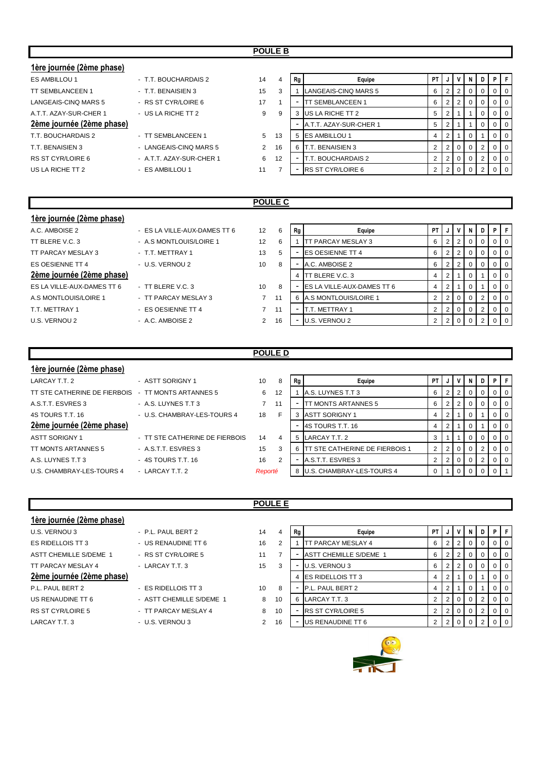## POULE B

### 1ère journée (2ème phase)

| Équipe 1 | Équipe 2 | Score 1 | Score 2 |
|---|---|---|---|
| ES AMBILLOU 1 | - T.T. BOUCHARDAIS 2 | 14 | 4 |
| TT SEMBLANCEEN 1 | - T.T. BENAISIEN 3 | 15 | 3 |
| LANGEAIS-CINQ MARS 5 | - RS ST CYR/LOIRE 6 | 17 | 1 |
| A.T.T. AZAY-SUR-CHER 1 | - US LA RICHE TT 2 | 9 | 9 |

### 2ème journée (2ème phase)

| Équipe 1 | Équipe 2 | Score 1 | Score 2 |
|---|---|---|---|
| T.T. BOUCHARDAIS 2 | - TT SEMBLANCEEN 1 | 5 | 13 |
| T.T. BENAISIEN 3 | - LANGEAIS-CINQ MARS 5 | 2 | 16 |
| RS ST CYR/LOIRE 6 | - A.T.T. AZAY-SUR-CHER 1 | 6 | 12 |
| US LA RICHE TT 2 | - ES AMBILLOU 1 | 11 | 7 |

| Rg | Equipe | PT | J | V | N | D | P | F |
|---|---|---|---|---|---|---|---|---|
| 1 | LANGEAIS-CINQ MARS 5 | 6 | 2 | 2 | 0 | 0 | 0 | 0 |
| - | TT SEMBLANCEEN 1 | 6 | 2 | 2 | 0 | 0 | 0 | 0 |
| 3 | US LA RICHE TT 2 | 5 | 2 | 1 | 1 | 0 | 0 | 0 |
| - | A.T.T. AZAY-SUR-CHER 1 | 5 | 2 | 1 | 1 | 0 | 0 | 0 |
| 5 | ES AMBILLOU 1 | 4 | 2 | 1 | 0 | 1 | 0 | 0 |
| 6 | T.T. BENAISIEN 3 | 2 | 2 | 0 | 0 | 2 | 0 | 0 |
| - | T.T. BOUCHARDAIS 2 | 2 | 2 | 0 | 0 | 2 | 0 | 0 |
| - | RS ST CYR/LOIRE 6 | 2 | 2 | 0 | 0 | 2 | 0 | 0 |

## POULE C

### 1ère journée (2ème phase)

| Équipe 1 | Équipe 2 | Score 1 | Score 2 |
|---|---|---|---|
| A.C. AMBOISE 2 | - ES LA VILLE-AUX-DAMES TT 6 | 12 | 6 |
| TT BLERE V.C. 3 | - A.S MONTLOUIS/LOIRE 1 | 12 | 6 |
| TT PARCAY MESLAY 3 | - T.T. METTRAY 1 | 13 | 5 |
| ES OESIENNE TT 4 | - U.S. VERNOU 2 | 10 | 8 |

### 2ème journée (2ème phase)

| Équipe 1 | Équipe 2 | Score 1 | Score 2 |
|---|---|---|---|
| ES LA VILLE-AUX-DAMES TT 6 | - TT BLERE V.C. 3 | 10 | 8 |
| A.S MONTLOUIS/LOIRE 1 | - TT PARCAY MESLAY 3 | 7 | 11 |
| T.T. METTRAY 1 | - ES OESIENNE TT 4 | 7 | 11 |
| U.S. VERNOU 2 | - A.C. AMBOISE 2 | 2 | 16 |

| Rg | Equipe | PT | J | V | N | D | P | F |
|---|---|---|---|---|---|---|---|---|
| 1 | TT PARCAY MESLAY 3 | 6 | 2 | 2 | 0 | 0 | 0 | 0 |
| - | ES OESIENNE TT 4 | 6 | 2 | 2 | 0 | 0 | 0 | 0 |
| - | A.C. AMBOISE 2 | 6 | 2 | 2 | 0 | 0 | 0 | 0 |
| 4 | TT BLERE V.C. 3 | 4 | 2 | 1 | 0 | 1 | 0 | 0 |
| - | ES LA VILLE-AUX-DAMES TT 6 | 4 | 2 | 1 | 0 | 1 | 0 | 0 |
| 6 | A.S MONTLOUIS/LOIRE 1 | 2 | 2 | 0 | 0 | 2 | 0 | 0 |
| - | T.T. METTRAY 1 | 2 | 2 | 0 | 0 | 2 | 0 | 0 |
| - | U.S. VERNOU 2 | 2 | 2 | 0 | 0 | 2 | 0 | 0 |

## POULE D

### 1ère journée (2ème phase)

| Équipe 1 | Équipe 2 | Score 1 | Score 2 |
|---|---|---|---|
| LARCAY T.T. 2 | - ASTT SORIGNY 1 | 10 | 8 |
| TT STE CATHERINE DE FIERBOIS | - TT MONTS ARTANNES 5 | 6 | 12 |
| A.S.T.T. ESVRES 3 | - A.S. LUYNES T.T 3 | 7 | 11 |
| 4S TOURS T.T. 16 | - U.S. CHAMBRAY-LES-TOURS 4 | 18 | F |

### 2ème journée (2ème phase)

| Équipe 1 | Équipe 2 | Score 1 | Score 2 |
|---|---|---|---|
| ASTT SORIGNY 1 | - TT STE CATHERINE DE FIERBOIS | 14 | 4 |
| TT MONTS ARTANNES 5 | - A.S.T.T. ESVRES 3 | 15 | 3 |
| A.S. LUYNES T.T 3 | - 4S TOURS T.T. 16 | 16 | 2 |
| U.S. CHAMBRAY-LES-TOURS 4 | - LARCAY T.T. 2 | *Reporté* | |

| Rg | Equipe | PT | J | V | N | D | P | F |
|---|---|---|---|---|---|---|---|---|
| 1 | A.S. LUYNES T.T 3 | 6 | 2 | 2 | 0 | 0 | 0 | 0 |
| - | TT MONTS ARTANNES 5 | 6 | 2 | 2 | 0 | 0 | 0 | 0 |
| 3 | ASTT SORIGNY 1 | 4 | 2 | 1 | 0 | 1 | 0 | 0 |
| - | 4S TOURS T.T. 16 | 4 | 2 | 1 | 0 | 1 | 0 | 0 |
| 5 | LARCAY T.T. 2 | 3 | 1 | 1 | 0 | 0 | 0 | 0 |
| 6 | TT STE CATHERINE DE FIERBOIS 1 | 2 | 2 | 0 | 0 | 2 | 0 | 0 |
| - | A.S.T.T. ESVRES 3 | 2 | 2 | 0 | 0 | 2 | 0 | 0 |
| 8 | U.S. CHAMBRAY-LES-TOURS 4 | 0 | 1 | 0 | 0 | 0 | 0 | 1 |

## POULE E

### 1ère journée (2ème phase)

| Équipe 1 | Équipe 2 | Score 1 | Score 2 |
|---|---|---|---|
| U.S. VERNOU 3 | - P.L. PAUL BERT 2 | 14 | 4 |
| ES RIDELLOIS TT 3 | - US RENAUDINE TT 6 | 16 | 2 |
| ASTT CHEMILLE S/DEME 1 | - RS ST CYR/LOIRE 5 | 11 | 7 |
| TT PARCAY MESLAY 4 | - LARCAY T.T. 3 | 15 | 3 |

### 2ème journée (2ème phase)

| Équipe 1 | Équipe 2 | Score 1 | Score 2 |
|---|---|---|---|
| P.L. PAUL BERT 2 | - ES RIDELLOIS TT 3 | 10 | 8 |
| US RENAUDINE TT 6 | - ASTT CHEMILLE S/DEME 1 | 8 | 10 |
| RS ST CYR/LOIRE 5 | - TT PARCAY MESLAY 4 | 8 | 10 |
| LARCAY T.T. 3 | - U.S. VERNOU 3 | 2 | 16 |

| Rg | Equipe | PT | J | V | N | D | P | F |
|---|---|---|---|---|---|---|---|---|
| 1 | TT PARCAY MESLAY 4 | 6 | 2 | 2 | 0 | 0 | 0 | 0 |
| - | ASTT CHEMILLE S/DEME 1 | 6 | 2 | 2 | 0 | 0 | 0 | 0 |
| - | U.S. VERNOU 3 | 6 | 2 | 2 | 0 | 0 | 0 | 0 |
| 4 | ES RIDELLOIS TT 3 | 4 | 2 | 1 | 0 | 1 | 0 | 0 |
| - | P.L. PAUL BERT 2 | 4 | 2 | 1 | 0 | 1 | 0 | 0 |
| 6 | LARCAY T.T. 3 | 2 | 2 | 0 | 0 | 2 | 0 | 0 |
| - | RS ST CYR/LOIRE 5 | 2 | 2 | 0 | 0 | 2 | 0 | 0 |
| - | US RENAUDINE TT 6 | 2 | 2 | 0 | 0 | 2 | 0 | 0 |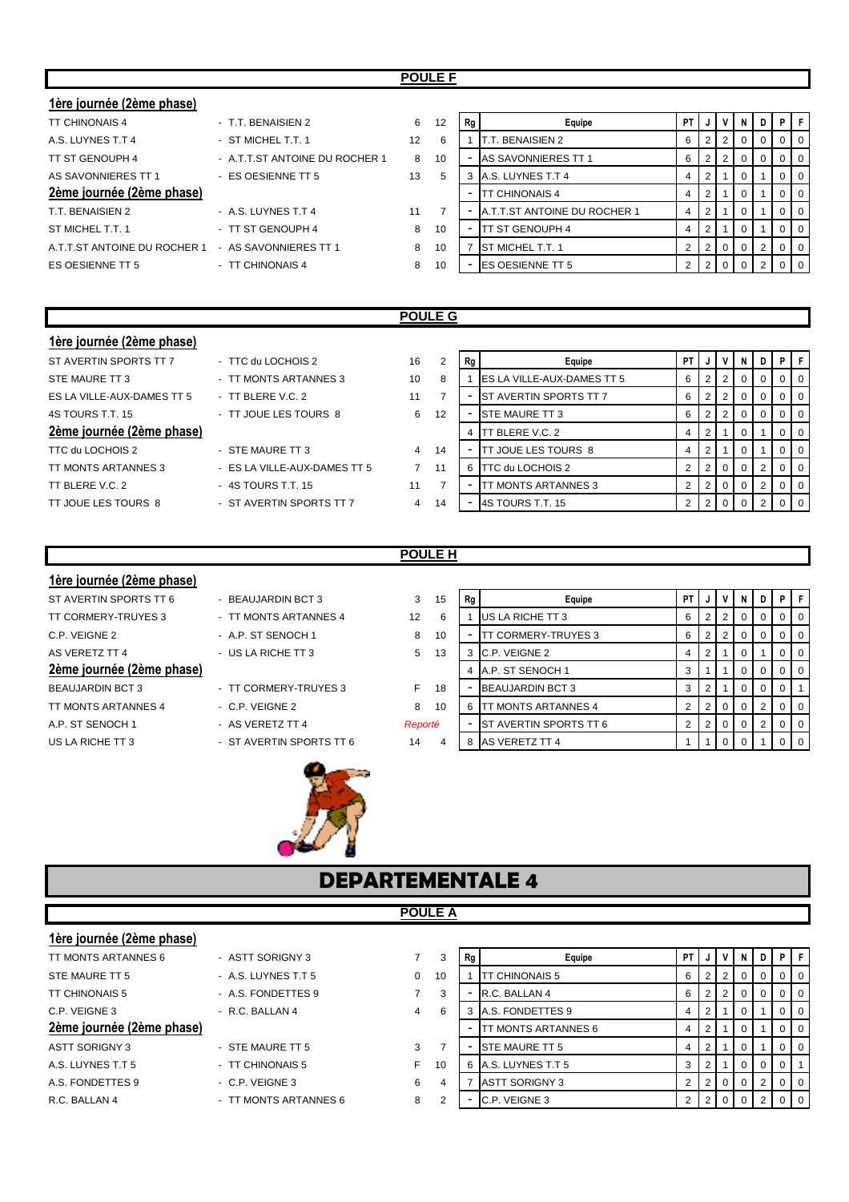## POULE F

**1ère journée (2ème phase)**

| | | | |
|---|---|---|---|
| TT CHINONAIS 4 | - T.T. BENAISIEN 2 | 6 | 12 |
| A.S. LUYNES T.T 4 | - ST MICHEL T.T. 1 | 12 | 6 |
| TT ST GENOUPH 4 | - A.T.T.ST ANTOINE DU ROCHER 1 | 8 | 10 |
| AS SAVONNIERES TT 1 | - ES OESIENNE TT 5 | 13 | 5 |

**2ème journée (2ème phase)**

| | | | |
|---|---|---|---|
| T.T. BENAISIEN 2 | - A.S. LUYNES T.T 4 | 11 | 7 |
| ST MICHEL T.T. 1 | - TT ST GENOUPH 4 | 8 | 10 |
| A.T.T.ST ANTOINE DU ROCHER 1 | - AS SAVONNIERES TT 1 | 8 | 10 |
| ES OESIENNE TT 5 | - TT CHINONAIS 4 | 8 | 10 |

| Rg | Equipe | PT | J | V | N | D | P | F |
|---|---|---|---|---|---|---|---|---|
| 1 | T.T. BENAISIEN 2 | 6 | 2 | 2 | 0 | 0 | 0 | 0 |
| - | AS SAVONNIERES TT 1 | 6 | 2 | 2 | 0 | 0 | 0 | 0 |
| 3 | A.S. LUYNES T.T 4 | 4 | 2 | 1 | 0 | 1 | 0 | 0 |
| - | TT CHINONAIS 4 | 4 | 2 | 1 | 0 | 1 | 0 | 0 |
| - | A.T.T.ST ANTOINE DU ROCHER 1 | 4 | 2 | 1 | 0 | 1 | 0 | 0 |
| - | TT ST GENOUPH 4 | 4 | 2 | 1 | 0 | 1 | 0 | 0 |
| 7 | ST MICHEL T.T. 1 | 2 | 2 | 0 | 0 | 2 | 0 | 0 |
| - | ES OESIENNE TT 5 | 2 | 2 | 0 | 0 | 2 | 0 | 0 |

## POULE G

**1ère journée (2ème phase)**

| | | | |
|---|---|---|---|
| ST AVERTIN SPORTS TT 7 | - TTC du LOCHOIS 2 | 16 | 2 |
| STE MAURE TT 3 | - TT MONTS ARTANNES 3 | 10 | 8 |
| ES LA VILLE-AUX-DAMES TT 5 | - TT BLERE V.C. 2 | 11 | 7 |
| 4S TOURS T.T. 15 | - TT JOUE LES TOURS 8 | 6 | 12 |

**2ème journée (2ème phase)**

| | | | |
|---|---|---|---|
| TTC du LOCHOIS 2 | - STE MAURE TT 3 | 4 | 14 |
| TT MONTS ARTANNES 3 | - ES LA VILLE-AUX-DAMES TT 5 | 7 | 11 |
| TT BLERE V.C. 2 | - 4S TOURS T.T. 15 | 11 | 7 |
| TT JOUE LES TOURS 8 | - ST AVERTIN SPORTS TT 7 | 4 | 14 |

| Rg | Equipe | PT | J | V | N | D | P | F |
|---|---|---|---|---|---|---|---|---|
| 1 | ES LA VILLE-AUX-DAMES TT 5 | 6 | 2 | 2 | 0 | 0 | 0 | 0 |
| - | ST AVERTIN SPORTS TT 7 | 6 | 2 | 2 | 0 | 0 | 0 | 0 |
| - | STE MAURE TT 3 | 6 | 2 | 2 | 0 | 0 | 0 | 0 |
| 4 | TT BLERE V.C. 2 | 4 | 2 | 1 | 0 | 1 | 0 | 0 |
| - | TT JOUE LES TOURS 8 | 4 | 2 | 1 | 0 | 1 | 0 | 0 |
| 6 | TTC du LOCHOIS 2 | 2 | 2 | 0 | 0 | 2 | 0 | 0 |
| - | TT MONTS ARTANNES 3 | 2 | 2 | 0 | 0 | 2 | 0 | 0 |
| - | 4S TOURS T.T. 15 | 2 | 2 | 0 | 0 | 2 | 0 | 0 |

## POULE H

**1ère journée (2ème phase)**

| | | | |
|---|---|---|---|
| ST AVERTIN SPORTS TT 6 | - BEAUJARDIN BCT 3 | 3 | 15 |
| TT CORMERY-TRUYES 3 | - TT MONTS ARTANNES 4 | 12 | 6 |
| C.P. VEIGNE 2 | - A.P. ST SENOCH 1 | 8 | 10 |
| AS VERETZ TT 4 | - US LA RICHE TT 3 | 5 | 13 |

**2ème journée (2ème phase)**

| | | | |
|---|---|---|---|
| BEAUJARDIN BCT 3 | - TT CORMERY-TRUYES 3 | F | 18 |
| TT MONTS ARTANNES 4 | - C.P. VEIGNE 2 | 8 | 10 |
| A.P. ST SENOCH 1 | - AS VERETZ TT 4 | *Reporté* | |
| US LA RICHE TT 3 | - ST AVERTIN SPORTS TT 6 | 14 | 4 |

| Rg | Equipe | PT | J | V | N | D | P | F |
|---|---|---|---|---|---|---|---|---|
| 1 | US LA RICHE TT 3 | 6 | 2 | 2 | 0 | 0 | 0 | 0 |
| - | TT CORMERY-TRUYES 3 | 6 | 2 | 2 | 0 | 0 | 0 | 0 |
| 3 | C.P. VEIGNE 2 | 4 | 2 | 1 | 0 | 1 | 0 | 0 |
| 4 | A.P. ST SENOCH 1 | 3 | 1 | 1 | 0 | 0 | 0 | 0 |
| - | BEAUJARDIN BCT 3 | 3 | 2 | 1 | 0 | 0 | 0 | 1 |
| 6 | TT MONTS ARTANNES 4 | 2 | 2 | 0 | 0 | 2 | 0 | 0 |
| - | ST AVERTIN SPORTS TT 6 | 2 | 2 | 0 | 0 | 2 | 0 | 0 |
| 8 | AS VERETZ TT 4 | 1 | 1 | 0 | 0 | 1 | 0 | 0 |

# DEPARTEMENTALE 4

## POULE A

**1ère journée (2ème phase)**

| | | | |
|---|---|---|---|
| TT MONTS ARTANNES 6 | - ASTT SORIGNY 3 | 7 | 3 |
| STE MAURE TT 5 | - A.S. LUYNES T.T 5 | 0 | 10 |
| TT CHINONAIS 5 | - A.S. FONDETTES 9 | 7 | 3 |
| C.P. VEIGNE 3 | - R.C. BALLAN 4 | 4 | 6 |

**2ème journée (2ème phase)**

| | | | |
|---|---|---|---|
| ASTT SORIGNY 3 | - STE MAURE TT 5 | 3 | 7 |
| A.S. LUYNES T.T 5 | - TT CHINONAIS 5 | F | 10 |
| A.S. FONDETTES 9 | - C.P. VEIGNE 3 | 6 | 4 |
| R.C. BALLAN 4 | - TT MONTS ARTANNES 6 | 8 | 2 |

| Rg | Equipe | PT | J | V | N | D | P | F |
|---|---|---|---|---|---|---|---|---|
| 1 | TT CHINONAIS 5 | 6 | 2 | 2 | 0 | 0 | 0 | 0 |
| - | R.C. BALLAN 4 | 6 | 2 | 2 | 0 | 0 | 0 | 0 |
| 3 | A.S. FONDETTES 9 | 4 | 2 | 1 | 0 | 1 | 0 | 0 |
| - | TT MONTS ARTANNES 6 | 4 | 2 | 1 | 0 | 1 | 0 | 0 |
| - | STE MAURE TT 5 | 4 | 2 | 1 | 0 | 1 | 0 | 0 |
| 6 | A.S. LUYNES T.T 5 | 3 | 2 | 1 | 0 | 0 | 0 | 1 |
| 7 | ASTT SORIGNY 3 | 2 | 2 | 0 | 0 | 2 | 0 | 0 |
| - | C.P. VEIGNE 3 | 2 | 2 | 0 | 0 | 2 | 0 | 0 |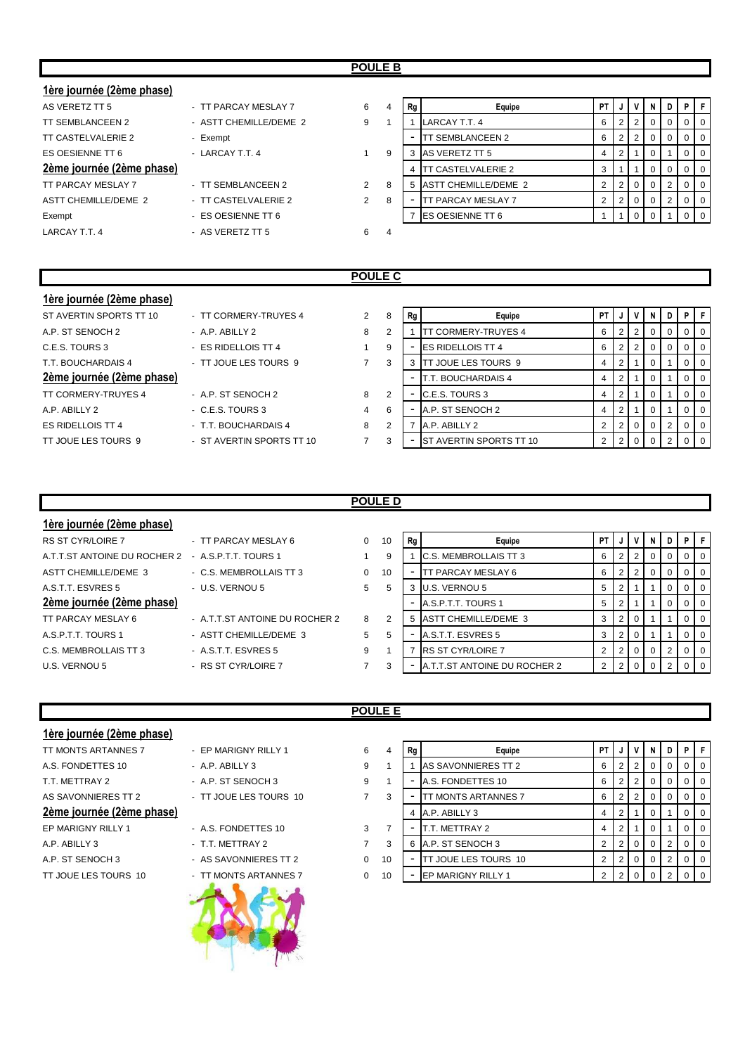## POULE B

### 1ère journée (2ème phase)

| Équipe 1 | Équipe 2 | Score 1 | Score 2 |
|---|---|---|---|
| AS VERETZ TT 5 | TT PARCAY MESLAY 7 | 6 | 4 |
| TT SEMBLANCEEN 2 | ASTT CHEMILLE/DEME 2 | 9 | 1 |
| TT CASTELVALERIE 2 | Exempt | | |
| ES OESIENNE TT 6 | LARCAY T.T. 4 | 1 | 9 |

### 2ème journée (2ème phase)

| Équipe 1 | Équipe 2 | Score 1 | Score 2 |
|---|---|---|---|
| TT PARCAY MESLAY 7 | TT SEMBLANCEEN 2 | 2 | 8 |
| ASTT CHEMILLE/DEME 2 | TT CASTELVALERIE 2 | 2 | 8 |
| Exempt | ES OESIENNE TT 6 | | |
| LARCAY T.T. 4 | AS VERETZ TT 5 | 6 | 4 |

| Rg | Equipe | PT | J | V | N | D | P | F |
|---|---|---|---|---|---|---|---|---|
| 1 | LARCAY T.T. 4 | 6 | 2 | 2 | 0 | 0 | 0 | 0 |
| - | TT SEMBLANCEEN 2 | 6 | 2 | 2 | 0 | 0 | 0 | 0 |
| 3 | AS VERETZ TT 5 | 4 | 2 | 1 | 0 | 1 | 0 | 0 |
| 4 | TT CASTELVALERIE 2 | 3 | 1 | 1 | 0 | 0 | 0 | 0 |
| 5 | ASTT CHEMILLE/DEME 2 | 2 | 2 | 0 | 0 | 2 | 0 | 0 |
| - | TT PARCAY MESLAY 7 | 2 | 2 | 0 | 0 | 2 | 0 | 0 |
| 7 | ES OESIENNE TT 6 | 1 | 1 | 0 | 0 | 1 | 0 | 0 |

## POULE C

### 1ère journée (2ème phase)

| Équipe 1 | Équipe 2 | Score 1 | Score 2 |
|---|---|---|---|
| ST AVERTIN SPORTS TT 10 | TT CORMERY-TRUYES 4 | 2 | 8 |
| A.P. ST SENOCH 2 | A.P. ABILLY 2 | 8 | 2 |
| C.E.S. TOURS 3 | ES RIDELLOIS TT 4 | 1 | 9 |
| T.T. BOUCHARDAIS 4 | TT JOUE LES TOURS 9 | 7 | 3 |

### 2ème journée (2ème phase)

| Équipe 1 | Équipe 2 | Score 1 | Score 2 |
|---|---|---|---|
| TT CORMERY-TRUYES 4 | A.P. ST SENOCH 2 | 8 | 2 |
| A.P. ABILLY 2 | C.E.S. TOURS 3 | 4 | 6 |
| ES RIDELLOIS TT 4 | T.T. BOUCHARDAIS 4 | 8 | 2 |
| TT JOUE LES TOURS 9 | ST AVERTIN SPORTS TT 10 | 7 | 3 |

| Rg | Equipe | PT | J | V | N | D | P | F |
|---|---|---|---|---|---|---|---|---|
| 1 | TT CORMERY-TRUYES 4 | 6 | 2 | 2 | 0 | 0 | 0 | 0 |
| - | ES RIDELLOIS TT 4 | 6 | 2 | 2 | 0 | 0 | 0 | 0 |
| 3 | TT JOUE LES TOURS 9 | 4 | 2 | 1 | 0 | 1 | 0 | 0 |
| - | T.T. BOUCHARDAIS 4 | 4 | 2 | 1 | 0 | 1 | 0 | 0 |
| - | C.E.S. TOURS 3 | 4 | 2 | 1 | 0 | 1 | 0 | 0 |
| - | A.P. ST SENOCH 2 | 4 | 2 | 1 | 0 | 1 | 0 | 0 |
| 7 | A.P. ABILLY 2 | 2 | 2 | 0 | 0 | 2 | 0 | 0 |
| - | ST AVERTIN SPORTS TT 10 | 2 | 2 | 0 | 0 | 2 | 0 | 0 |

## POULE D

### 1ère journée (2ème phase)

| Équipe 1 | Équipe 2 | Score 1 | Score 2 |
|---|---|---|---|
| RS ST CYR/LOIRE 7 | TT PARCAY MESLAY 6 | 0 | 10 |
| A.T.T.ST ANTOINE DU ROCHER 2 | A.S.P.T.T. TOURS 1 | 1 | 9 |
| ASTT CHEMILLE/DEME 3 | C.S. MEMBROLLAIS TT 3 | 0 | 10 |
| A.S.T.T. ESVRES 5 | U.S. VERNOU 5 | 5 | 5 |

### 2ème journée (2ème phase)

| Équipe 1 | Équipe 2 | Score 1 | Score 2 |
|---|---|---|---|
| TT PARCAY MESLAY 6 | A.T.T.ST ANTOINE DU ROCHER 2 | 8 | 2 |
| A.S.P.T.T. TOURS 1 | ASTT CHEMILLE/DEME 3 | 5 | 5 |
| C.S. MEMBROLLAIS TT 3 | A.S.T.T. ESVRES 5 | 9 | 1 |
| U.S. VERNOU 5 | RS ST CYR/LOIRE 7 | 7 | 3 |

| Rg | Equipe | PT | J | V | N | D | P | F |
|---|---|---|---|---|---|---|---|---|
| 1 | C.S. MEMBROLLAIS TT 3 | 6 | 2 | 2 | 0 | 0 | 0 | 0 |
| - | TT PARCAY MESLAY 6 | 6 | 2 | 2 | 0 | 0 | 0 | 0 |
| 3 | U.S. VERNOU 5 | 5 | 2 | 1 | 1 | 0 | 0 | 0 |
| - | A.S.P.T.T. TOURS 1 | 5 | 2 | 1 | 1 | 0 | 0 | 0 |
| 5 | ASTT CHEMILLE/DEME 3 | 3 | 2 | 0 | 1 | 1 | 0 | 0 |
| - | A.S.T.T. ESVRES 5 | 3 | 2 | 0 | 1 | 1 | 0 | 0 |
| 7 | RS ST CYR/LOIRE 7 | 2 | 2 | 0 | 0 | 2 | 0 | 0 |
| - | A.T.T.ST ANTOINE DU ROCHER 2 | 2 | 2 | 0 | 0 | 2 | 0 | 0 |

## POULE E

### 1ère journée (2ème phase)

| Équipe 1 | Équipe 2 | Score 1 | Score 2 |
|---|---|---|---|
| TT MONTS ARTANNES 7 | EP MARIGNY RILLY 1 | 6 | 4 |
| A.S. FONDETTES 10 | A.P. ABILLY 3 | 9 | 1 |
| T.T. METTRAY 2 | A.P. ST SENOCH 3 | 9 | 1 |
| AS SAVONNIERES TT 2 | TT JOUE LES TOURS 10 | 7 | 3 |

### 2ème journée (2ème phase)

| Équipe 1 | Équipe 2 | Score 1 | Score 2 |
|---|---|---|---|
| EP MARIGNY RILLY 1 | A.S. FONDETTES 10 | 3 | 7 |
| A.P. ABILLY 3 | T.T. METTRAY 2 | 7 | 3 |
| A.P. ST SENOCH 3 | AS SAVONNIERES TT 2 | 0 | 10 |
| TT JOUE LES TOURS 10 | TT MONTS ARTANNES 7 | 0 | 10 |

| Rg | Equipe | PT | J | V | N | D | P | F |
|---|---|---|---|---|---|---|---|---|
| 1 | AS SAVONNIERES TT 2 | 6 | 2 | 2 | 0 | 0 | 0 | 0 |
| - | A.S. FONDETTES 10 | 6 | 2 | 2 | 0 | 0 | 0 | 0 |
| - | TT MONTS ARTANNES 7 | 6 | 2 | 2 | 0 | 0 | 0 | 0 |
| 4 | A.P. ABILLY 3 | 4 | 2 | 1 | 0 | 1 | 0 | 0 |
| - | T.T. METTRAY 2 | 4 | 2 | 1 | 0 | 1 | 0 | 0 |
| 6 | A.P. ST SENOCH 3 | 2 | 2 | 0 | 0 | 2 | 0 | 0 |
| - | TT JOUE LES TOURS 10 | 2 | 2 | 0 | 0 | 2 | 0 | 0 |
| - | EP MARIGNY RILLY 1 | 2 | 2 | 0 | 0 | 2 | 0 | 0 |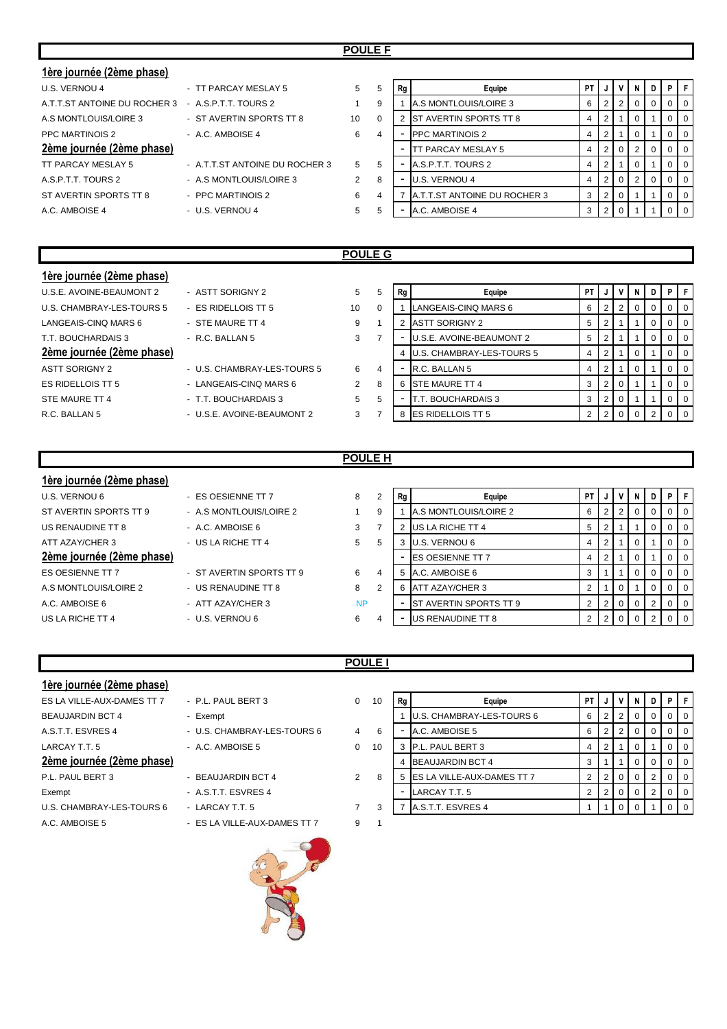## POULE F

| Journée | Équipe 1 | Équipe 2 | Score 1 | Score 2 |
|---|---|---|---|---|
| **1ère journée (2ème phase)** | | | | |
| | U.S. VERNOU 4 | TT PARCAY MESLAY 5 | 5 | 5 |
| | A.T.T.ST ANTOINE DU ROCHER 3 | A.S.P.T.T. TOURS 2 | 1 | 9 |
| | A.S MONTLOUIS/LOIRE 3 | ST AVERTIN SPORTS TT 8 | 10 | 0 |
| | PPC MARTINOIS 2 | A.C. AMBOISE 4 | 6 | 4 |
| **2ème journée (2ème phase)** | | | | |
| | TT PARCAY MESLAY 5 | A.T.T.ST ANTOINE DU ROCHER 3 | 5 | 5 |
| | A.S.P.T.T. TOURS 2 | A.S MONTLOUIS/LOIRE 3 | 2 | 8 |
| | ST AVERTIN SPORTS TT 8 | PPC MARTINOIS 2 | 6 | 4 |
| | A.C. AMBOISE 4 | U.S. VERNOU 4 | 5 | 5 |

| Rg | Equipe | PT | J | V | N | D | P | F |
|---|---|---|---|---|---|---|---|---|
| 1 | A.S MONTLOUIS/LOIRE 3 | 6 | 2 | 2 | 0 | 0 | 0 | 0 |
| 2 | ST AVERTIN SPORTS TT 8 | 4 | 2 | 1 | 0 | 1 | 0 | 0 |
| - | PPC MARTINOIS 2 | 4 | 2 | 1 | 0 | 1 | 0 | 0 |
| - | TT PARCAY MESLAY 5 | 4 | 2 | 0 | 2 | 0 | 0 | 0 |
| - | A.S.P.T.T. TOURS 2 | 4 | 2 | 1 | 0 | 1 | 0 | 0 |
| - | U.S. VERNOU 4 | 4 | 2 | 0 | 2 | 0 | 0 | 0 |
| 7 | A.T.T.ST ANTOINE DU ROCHER 3 | 3 | 2 | 0 | 1 | 1 | 0 | 0 |
| - | A.C. AMBOISE 4 | 3 | 2 | 0 | 1 | 1 | 0 | 0 |

## POULE G

| Journée | Équipe 1 | Équipe 2 | Score 1 | Score 2 |
|---|---|---|---|---|
| **1ère journée (2ème phase)** | | | | |
| | U.S.E. AVOINE-BEAUMONT 2 | ASTT SORIGNY 2 | 5 | 5 |
| | U.S. CHAMBRAY-LES-TOURS 5 | ES RIDELLOIS TT 5 | 10 | 0 |
| | LANGEAIS-CINQ MARS 6 | STE MAURE TT 4 | 9 | 1 |
| | T.T. BOUCHARDAIS 3 | R.C. BALLAN 5 | 3 | 7 |
| **2ème journée (2ème phase)** | | | | |
| | ASTT SORIGNY 2 | U.S. CHAMBRAY-LES-TOURS 5 | 6 | 4 |
| | ES RIDELLOIS TT 5 | LANGEAIS-CINQ MARS 6 | 2 | 8 |
| | STE MAURE TT 4 | T.T. BOUCHARDAIS 3 | 5 | 5 |
| | R.C. BALLAN 5 | U.S.E. AVOINE-BEAUMONT 2 | 3 | 7 |

| Rg | Equipe | PT | J | V | N | D | P | F |
|---|---|---|---|---|---|---|---|---|
| 1 | LANGEAIS-CINQ MARS 6 | 6 | 2 | 2 | 0 | 0 | 0 | 0 |
| 2 | ASTT SORIGNY 2 | 5 | 2 | 1 | 1 | 0 | 0 | 0 |
| - | U.S.E. AVOINE-BEAUMONT 2 | 5 | 2 | 1 | 1 | 0 | 0 | 0 |
| 4 | U.S. CHAMBRAY-LES-TOURS 5 | 4 | 2 | 1 | 0 | 1 | 0 | 0 |
| - | R.C. BALLAN 5 | 4 | 2 | 1 | 0 | 1 | 0 | 0 |
| 6 | STE MAURE TT 4 | 3 | 2 | 0 | 1 | 1 | 0 | 0 |
| - | T.T. BOUCHARDAIS 3 | 3 | 2 | 0 | 1 | 1 | 0 | 0 |
| 8 | ES RIDELLOIS TT 5 | 2 | 2 | 0 | 0 | 2 | 0 | 0 |

## POULE H

| Journée | Équipe 1 | Équipe 2 | Score 1 | Score 2 |
|---|---|---|---|---|
| **1ère journée (2ème phase)** | | | | |
| | U.S. VERNOU 6 | ES OESIENNE TT 7 | 8 | 2 |
| | ST AVERTIN SPORTS TT 9 | A.S MONTLOUIS/LOIRE 2 | 1 | 9 |
| | US RENAUDINE TT 8 | A.C. AMBOISE 6 | 3 | 7 |
| | ATT AZAY/CHER 3 | US LA RICHE TT 4 | 5 | 5 |
| **2ème journée (2ème phase)** | | | | |
| | ES OESIENNE TT 7 | ST AVERTIN SPORTS TT 9 | 6 | 4 |
| | A.S MONTLOUIS/LOIRE 2 | US RENAUDINE TT 8 | 8 | 2 |
| | A.C. AMBOISE 6 | ATT AZAY/CHER 3 | NP | |
| | US LA RICHE TT 4 | U.S. VERNOU 6 | 6 | 4 |

| Rg | Equipe | PT | J | V | N | D | P | F |
|---|---|---|---|---|---|---|---|---|
| 1 | A.S MONTLOUIS/LOIRE 2 | 6 | 2 | 2 | 0 | 0 | 0 | 0 |
| 2 | US LA RICHE TT 4 | 5 | 2 | 1 | 1 | 0 | 0 | 0 |
| 3 | U.S. VERNOU 6 | 4 | 2 | 1 | 0 | 1 | 0 | 0 |
| - | ES OESIENNE TT 7 | 4 | 2 | 1 | 0 | 1 | 0 | 0 |
| 5 | A.C. AMBOISE 6 | 3 | 1 | 1 | 0 | 0 | 0 | 0 |
| 6 | ATT AZAY/CHER 3 | 2 | 1 | 0 | 1 | 0 | 0 | 0 |
| - | ST AVERTIN SPORTS TT 9 | 2 | 2 | 0 | 0 | 2 | 0 | 0 |
| - | US RENAUDINE TT 8 | 2 | 2 | 0 | 0 | 2 | 0 | 0 |

## POULE I

| Journée | Équipe 1 | Équipe 2 | Score 1 | Score 2 |
|---|---|---|---|---|
| **1ère journée (2ème phase)** | | | | |
| | ES LA VILLE-AUX-DAMES TT 7 | P.L. PAUL BERT 3 | 0 | 10 |
| | BEAUJARDIN BCT 4 | Exempt | | |
| | A.S.T.T. ESVRES 4 | U.S. CHAMBRAY-LES-TOURS 6 | 4 | 6 |
| | LARCAY T.T. 5 | A.C. AMBOISE 5 | 0 | 10 |
| **2ème journée (2ème phase)** | | | | |
| | P.L. PAUL BERT 3 | BEAUJARDIN BCT 4 | 2 | 8 |
| | Exempt | A.S.T.T. ESVRES 4 | | |
| | U.S. CHAMBRAY-LES-TOURS 6 | LARCAY T.T. 5 | 7 | 3 |
| | A.C. AMBOISE 5 | ES LA VILLE-AUX-DAMES TT 7 | 9 | 1 |

| Rg | Equipe | PT | J | V | N | D | P | F |
|---|---|---|---|---|---|---|---|---|
| 1 | U.S. CHAMBRAY-LES-TOURS 6 | 6 | 2 | 2 | 0 | 0 | 0 | 0 |
| - | A.C. AMBOISE 5 | 6 | 2 | 2 | 0 | 0 | 0 | 0 |
| 3 | P.L. PAUL BERT 3 | 4 | 2 | 1 | 0 | 1 | 0 | 0 |
| 4 | BEAUJARDIN BCT 4 | 3 | 1 | 1 | 0 | 0 | 0 | 0 |
| 5 | ES LA VILLE-AUX-DAMES TT 7 | 2 | 2 | 0 | 0 | 2 | 0 | 0 |
| - | LARCAY T.T. 5 | 2 | 2 | 0 | 0 | 2 | 0 | 0 |
| 7 | A.S.T.T. ESVRES 4 | 1 | 1 | 0 | 0 | 1 | 0 | 0 |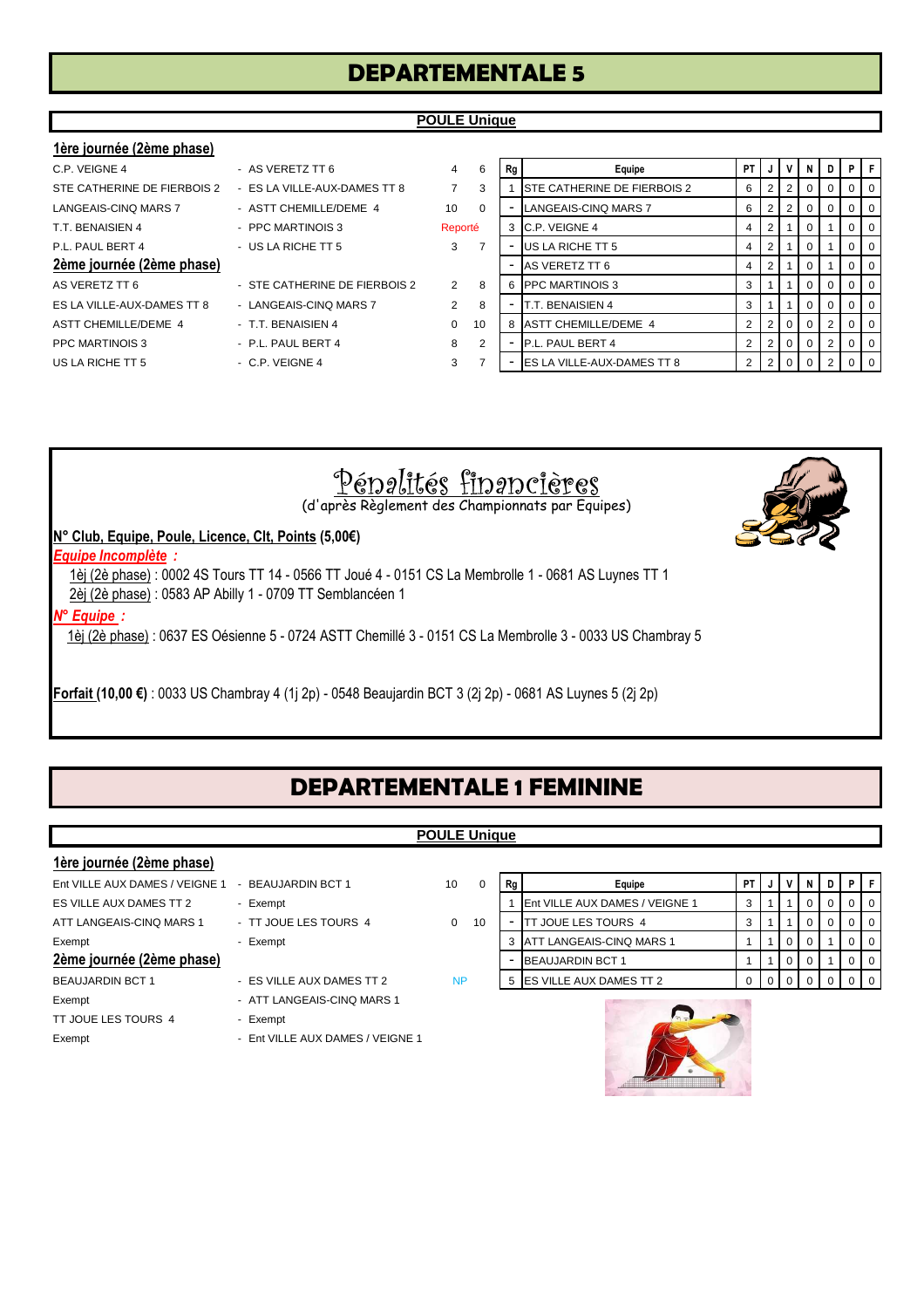# DEPARTEMENTALE 5

## POULE Unique

**1ère journée (2ème phase)**

| Équipe 1 | Équipe 2 | Score 1 | Score 2 |
|---|---|---|---|
| C.P. VEIGNE 4 | - AS VERETZ TT 6 | 4 | 6 |
| STE CATHERINE DE FIERBOIS 2 | - ES LA VILLE-AUX-DAMES TT 8 | 7 | 3 |
| LANGEAIS-CINQ MARS 7 | - ASTT CHEMILLE/DEME 4 | 10 | 0 |
| T.T. BENAISIEN 4 | - PPC MARTINOIS 3 | Reporté | |
| P.L. PAUL BERT 4 | - US LA RICHE TT 5 | 3 | 7 |

**2ème journée (2ème phase)**

| Équipe 1 | Équipe 2 | Score 1 | Score 2 |
|---|---|---|---|
| AS VERETZ TT 6 | - STE CATHERINE DE FIERBOIS 2 | 2 | 8 |
| ES LA VILLE-AUX-DAMES TT 8 | - LANGEAIS-CINQ MARS 7 | 2 | 8 |
| ASTT CHEMILLE/DEME 4 | - T.T. BENAISIEN 4 | 0 | 10 |
| PPC MARTINOIS 3 | - P.L. PAUL BERT 4 | 8 | 2 |
| US LA RICHE TT 5 | - C.P. VEIGNE 4 | 3 | 7 |

| Rg | Equipe | PT | J | V | N | D | P | F |
|---|---|---|---|---|---|---|---|---|
| 1 | STE CATHERINE DE FIERBOIS 2 | 6 | 2 | 2 | 0 | 0 | 0 | 0 |
| - | LANGEAIS-CINQ MARS 7 | 6 | 2 | 2 | 0 | 0 | 0 | 0 |
| 3 | C.P. VEIGNE 4 | 4 | 2 | 1 | 0 | 1 | 0 | 0 |
| - | US LA RICHE TT 5 | 4 | 2 | 1 | 0 | 1 | 0 | 0 |
| - | AS VERETZ TT 6 | 4 | 2 | 1 | 0 | 1 | 0 | 0 |
| 6 | PPC MARTINOIS 3 | 3 | 1 | 1 | 0 | 0 | 0 | 0 |
| - | T.T. BENAISIEN 4 | 3 | 1 | 1 | 0 | 0 | 0 | 0 |
| 8 | ASTT CHEMILLE/DEME 4 | 2 | 2 | 0 | 0 | 2 | 0 | 0 |
| - | P.L. PAUL BERT 4 | 2 | 2 | 0 | 0 | 2 | 0 | 0 |
| - | ES LA VILLE-AUX-DAMES TT 8 | 2 | 2 | 0 | 0 | 2 | 0 | 0 |

# Pénalités financières

(d'après Règlement des Championnats par Equipes)

**N° Club, Equipe, Poule, Licence, Clt, Points (5,00€)**

***Equipe Incomplète :***

1èj (2è phase) : 0002 4S Tours TT 14 - 0566 TT Joué 4 - 0151 CS La Membrolle 1 - 0681 AS Luynes TT 1
2èj (2è phase) : 0583 AP Abilly 1 - 0709 TT Semblancéen 1

***N° Equipe :***

1èj (2è phase) : 0637 ES Oésienne 5 - 0724 ASTT Chemillé 3 - 0151 CS La Membrolle 3 - 0033 US Chambray 5

**Forfait (10,00 €)** : 0033 US Chambray 4 (1j 2p) - 0548 Beaujardin BCT 3 (2j 2p) - 0681 AS Luynes 5 (2j 2p)

# DEPARTEMENTALE 1 FEMININE

## POULE Unique

**1ère journée (2ème phase)**

| Équipe 1 | Équipe 2 | Score 1 | Score 2 |
|---|---|---|---|
| Ent VILLE AUX DAMES / VEIGNE 1 | - BEAUJARDIN BCT 1 | 10 | 0 |
| ES VILLE AUX DAMES TT 2 | - Exempt | | |
| ATT LANGEAIS-CINQ MARS 1 | - TT JOUE LES TOURS 4 | 0 | 10 |
| Exempt | - Exempt | | |

**2ème journée (2ème phase)**

| Équipe 1 | Équipe 2 | Score 1 | Score 2 |
|---|---|---|---|
| BEAUJARDIN BCT 1 | - ES VILLE AUX DAMES TT 2 | NP | |
| Exempt | - ATT LANGEAIS-CINQ MARS 1 | | |
| TT JOUE LES TOURS 4 | - Exempt | | |
| Exempt | - Ent VILLE AUX DAMES / VEIGNE 1 | | |

| Rg | Equipe | PT | J | V | N | D | P | F |
|---|---|---|---|---|---|---|---|---|
| 1 | Ent VILLE AUX DAMES / VEIGNE 1 | 3 | 1 | 1 | 0 | 0 | 0 | 0 |
| - | TT JOUE LES TOURS 4 | 3 | 1 | 1 | 0 | 0 | 0 | 0 |
| 3 | ATT LANGEAIS-CINQ MARS 1 | 1 | 1 | 0 | 0 | 1 | 0 | 0 |
| - | BEAUJARDIN BCT 1 | 1 | 1 | 0 | 0 | 1 | 0 | 0 |
| 5 | ES VILLE AUX DAMES TT 2 | 0 | 0 | 0 | 0 | 0 | 0 | 0 |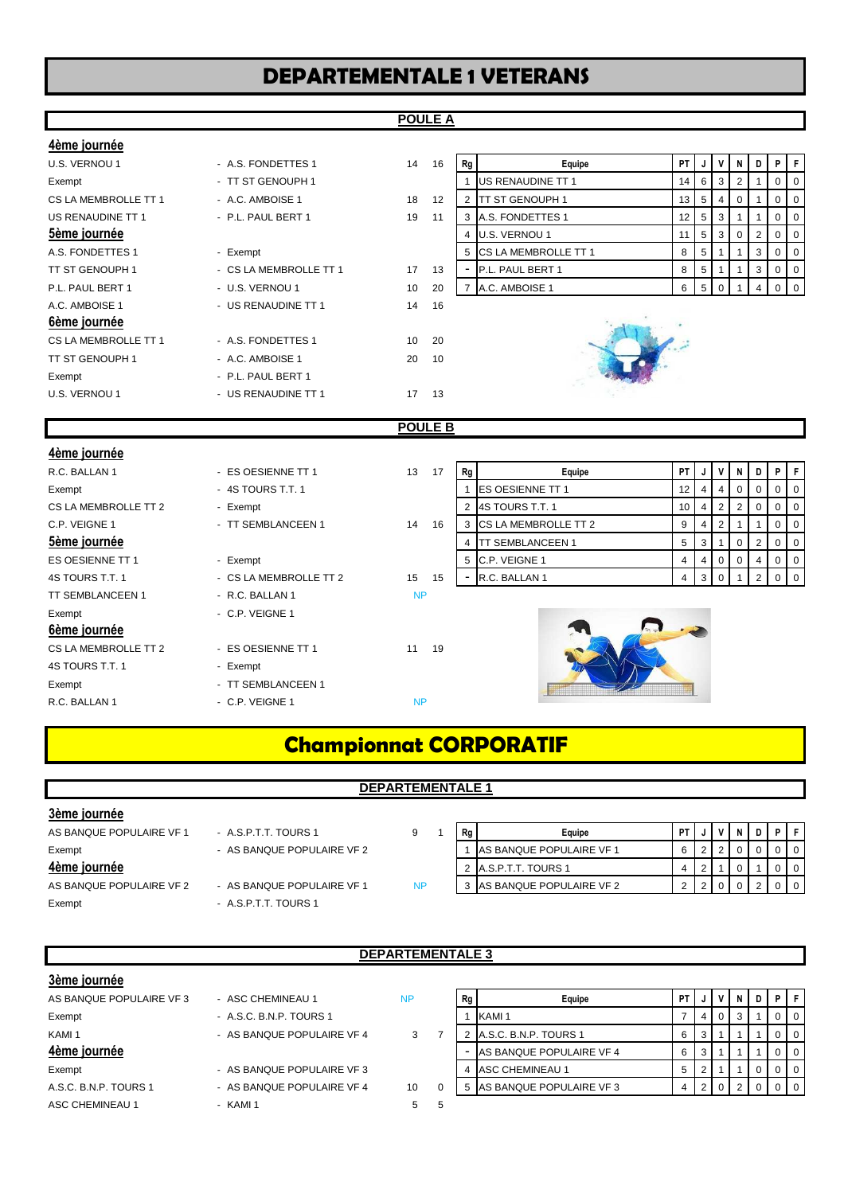# DEPARTEMENTALE 1 VETERANS

## POULE A

### 4ème journée

| | | | |
|---|---|---|---|
| U.S. VERNOU 1 | - A.S. FONDETTES 1 | 14 | 16 |
| Exempt | - TT ST GENOUPH 1 | | |
| CS LA MEMBROLLE TT 1 | - A.C. AMBOISE 1 | 18 | 12 |
| US RENAUDINE TT 1 | - P.L. PAUL BERT 1 | 19 | 11 |

### 5ème journée

| | | | |
|---|---|---|---|
| A.S. FONDETTES 1 | - Exempt | | |
| TT ST GENOUPH 1 | - CS LA MEMBROLLE TT 1 | 17 | 13 |
| P.L. PAUL BERT 1 | - U.S. VERNOU 1 | 10 | 20 |
| A.C. AMBOISE 1 | - US RENAUDINE TT 1 | 14 | 16 |

### 6ème journée

| | | | |
|---|---|---|---|
| CS LA MEMBROLLE TT 1 | - A.S. FONDETTES 1 | 10 | 20 |
| TT ST GENOUPH 1 | - A.C. AMBOISE 1 | 20 | 10 |
| Exempt | - P.L. PAUL BERT 1 | | |
| U.S. VERNOU 1 | - US RENAUDINE TT 1 | 17 | 13 |

| Rg | Equipe | PT | J | V | N | D | P | F |
|---|---|---|---|---|---|---|---|---|
| 1 | US RENAUDINE TT 1 | 14 | 6 | 3 | 2 | 1 | 0 | 0 |
| 2 | TT ST GENOUPH 1 | 13 | 5 | 4 | 0 | 1 | 0 | 0 |
| 3 | A.S. FONDETTES 1 | 12 | 5 | 3 | 1 | 1 | 0 | 0 |
| 4 | U.S. VERNOU 1 | 11 | 5 | 3 | 0 | 2 | 0 | 0 |
| 5 | CS LA MEMBROLLE TT 1 | 8 | 5 | 1 | 1 | 3 | 0 | 0 |
| - | P.L. PAUL BERT 1 | 8 | 5 | 1 | 1 | 3 | 0 | 0 |
| 7 | A.C. AMBOISE 1 | 6 | 5 | 0 | 1 | 4 | 0 | 0 |

## POULE B

### 4ème journée

| | | | |
|---|---|---|---|
| R.C. BALLAN 1 | - ES OESIENNE TT 1 | 13 | 17 |
| Exempt | - 4S TOURS T.T. 1 | | |
| CS LA MEMBROLLE TT 2 | - Exempt | | |
| C.P. VEIGNE 1 | - TT SEMBLANCEEN 1 | 14 | 16 |

### 5ème journée

| | | | |
|---|---|---|---|
| ES OESIENNE TT 1 | - Exempt | | |
| 4S TOURS T.T. 1 | - CS LA MEMBROLLE TT 2 | 15 | 15 |
| TT SEMBLANCEEN 1 | - R.C. BALLAN 1 | NP | |
| Exempt | - C.P. VEIGNE 1 | | |

### 6ème journée

| | | | |
|---|---|---|---|
| CS LA MEMBROLLE TT 2 | - ES OESIENNE TT 1 | 11 | 19 |
| 4S TOURS T.T. 1 | - Exempt | | |
| Exempt | - TT SEMBLANCEEN 1 | | |
| R.C. BALLAN 1 | - C.P. VEIGNE 1 | NP | |

| Rg | Equipe | PT | J | V | N | D | P | F |
|---|---|---|---|---|---|---|---|---|
| 1 | ES OESIENNE TT 1 | 12 | 4 | 4 | 0 | 0 | 0 | 0 |
| 2 | 4S TOURS T.T. 1 | 10 | 4 | 2 | 2 | 0 | 0 | 0 |
| 3 | CS LA MEMBROLLE TT 2 | 9 | 4 | 2 | 1 | 1 | 0 | 0 |
| 4 | TT SEMBLANCEEN 1 | 5 | 3 | 1 | 0 | 2 | 0 | 0 |
| 5 | C.P. VEIGNE 1 | 4 | 4 | 0 | 0 | 4 | 0 | 0 |
| - | R.C. BALLAN 1 | 4 | 3 | 0 | 1 | 2 | 0 | 0 |

# Championnat CORPORATIF

## DEPARTEMENTALE 1

### 3ème journée

| | | | |
|---|---|---|---|
| AS BANQUE POPULAIRE VF 1 | - A.S.P.T.T. TOURS 1 | 9 | 1 |
| Exempt | - AS BANQUE POPULAIRE VF 2 | | |

### 4ème journée

| | | | |
|---|---|---|---|
| AS BANQUE POPULAIRE VF 2 | - AS BANQUE POPULAIRE VF 1 | NP | |
| Exempt | - A.S.P.T.T. TOURS 1 | | |

| Rg | Equipe | PT | J | V | N | D | P | F |
|---|---|---|---|---|---|---|---|---|
| 1 | AS BANQUE POPULAIRE VF 1 | 6 | 2 | 2 | 0 | 0 | 0 | 0 |
| 2 | A.S.P.T.T. TOURS 1 | 4 | 2 | 1 | 0 | 1 | 0 | 0 |
| 3 | AS BANQUE POPULAIRE VF 2 | 2 | 2 | 0 | 0 | 2 | 0 | 0 |

## DEPARTEMENTALE 3

### 3ème journée

| | | | |
|---|---|---|---|
| AS BANQUE POPULAIRE VF 3 | - ASC CHEMINEAU 1 | NP | |
| Exempt | - A.S.C. B.N.P. TOURS 1 | | |
| KAMI 1 | - AS BANQUE POPULAIRE VF 4 | 3 | 7 |

### 4ème journée

| | | | |
|---|---|---|---|
| Exempt | - AS BANQUE POPULAIRE VF 3 | | |
| A.S.C. B.N.P. TOURS 1 | - AS BANQUE POPULAIRE VF 4 | 10 | 0 |
| ASC CHEMINEAU 1 | - KAMI 1 | 5 | 5 |

| Rg | Equipe | PT | J | V | N | D | P | F |
|---|---|---|---|---|---|---|---|---|
| 1 | KAMI 1 | 7 | 4 | 0 | 3 | 1 | 0 | 0 |
| 2 | A.S.C. B.N.P. TOURS 1 | 6 | 3 | 1 | 1 | 1 | 0 | 0 |
| - | AS BANQUE POPULAIRE VF 4 | 6 | 3 | 1 | 1 | 1 | 0 | 0 |
| 4 | ASC CHEMINEAU 1 | 5 | 2 | 1 | 1 | 0 | 0 | 0 |
| 5 | AS BANQUE POPULAIRE VF 3 | 4 | 2 | 0 | 2 | 0 | 0 | 0 |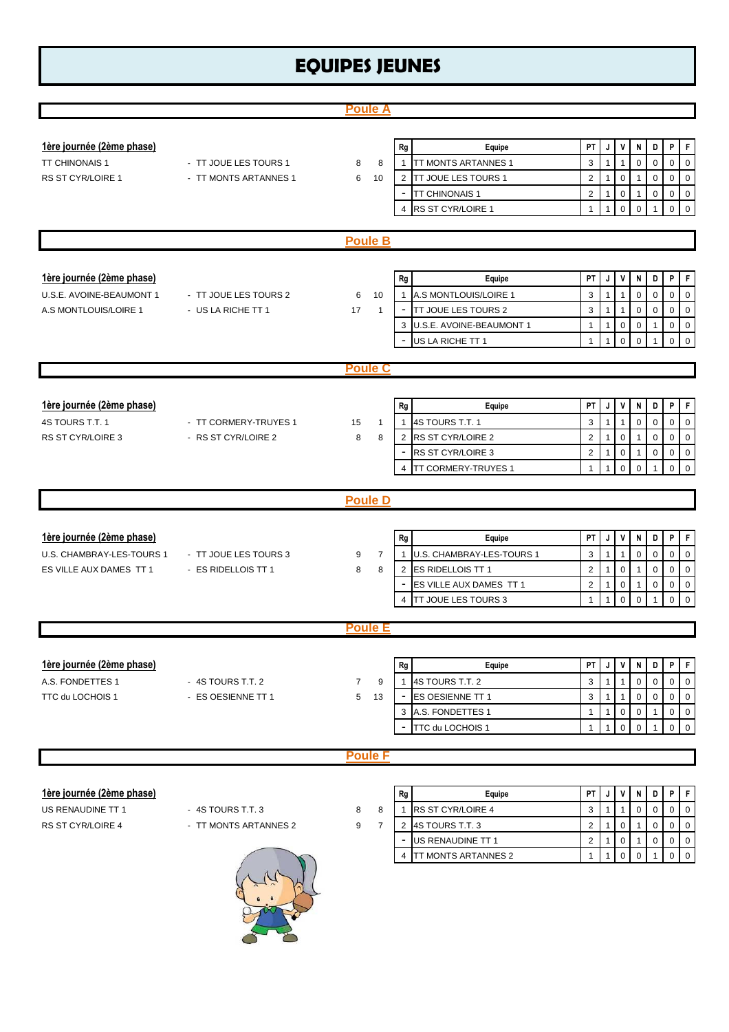# EQUIPES JEUNES

## Poule A

**1ère journée (2ème phase)**

| | | | |
|---|---|---|---|
| TT CHINONAIS 1 | - TT JOUE LES TOURS 1 | 8 | 8 |
| RS ST CYR/LOIRE 1 | - TT MONTS ARTANNES 1 | 6 | 10 |

| Rg | Equipe | PT | J | V | N | D | P | F |
|---|---|---|---|---|---|---|---|---|
| 1 | TT MONTS ARTANNES 1 | 3 | 1 | 1 | 0 | 0 | 0 | 0 |
| 2 | TT JOUE LES TOURS 1 | 2 | 1 | 0 | 1 | 0 | 0 | 0 |
| - | TT CHINONAIS 1 | 2 | 1 | 0 | 1 | 0 | 0 | 0 |
| 4 | RS ST CYR/LOIRE 1 | 1 | 1 | 0 | 0 | 1 | 0 | 0 |

## Poule B

**1ère journée (2ème phase)**

| | | | |
|---|---|---|---|
| U.S.E. AVOINE-BEAUMONT 1 | - TT JOUE LES TOURS 2 | 6 | 10 |
| A.S MONTLOUIS/LOIRE 1 | - US LA RICHE TT 1 | 17 | 1 |

| Rg | Equipe | PT | J | V | N | D | P | F |
|---|---|---|---|---|---|---|---|---|
| 1 | A.S MONTLOUIS/LOIRE 1 | 3 | 1 | 1 | 0 | 0 | 0 | 0 |
| - | TT JOUE LES TOURS 2 | 3 | 1 | 1 | 0 | 0 | 0 | 0 |
| 3 | U.S.E. AVOINE-BEAUMONT 1 | 1 | 1 | 0 | 0 | 1 | 0 | 0 |
| - | US LA RICHE TT 1 | 1 | 1 | 0 | 0 | 1 | 0 | 0 |

## Poule C

**1ère journée (2ème phase)**

| | | | |
|---|---|---|---|
| 4S TOURS T.T. 1 | - TT CORMERY-TRUYES 1 | 15 | 1 |
| RS ST CYR/LOIRE 3 | - RS ST CYR/LOIRE 2 | 8 | 8 |

| Rg | Equipe | PT | J | V | N | D | P | F |
|---|---|---|---|---|---|---|---|---|
| 1 | 4S TOURS T.T. 1 | 3 | 1 | 1 | 0 | 0 | 0 | 0 |
| 2 | RS ST CYR/LOIRE 2 | 2 | 1 | 0 | 1 | 0 | 0 | 0 |
| - | RS ST CYR/LOIRE 3 | 2 | 1 | 0 | 1 | 0 | 0 | 0 |
| 4 | TT CORMERY-TRUYES 1 | 1 | 1 | 0 | 0 | 1 | 0 | 0 |

## Poule D

**1ère journée (2ème phase)**

| | | | |
|---|---|---|---|
| U.S. CHAMBRAY-LES-TOURS 1 | - TT JOUE LES TOURS 3 | 9 | 7 |
| ES VILLE AUX DAMES TT 1 | - ES RIDELLOIS TT 1 | 8 | 8 |

| Rg | Equipe | PT | J | V | N | D | P | F |
|---|---|---|---|---|---|---|---|---|
| 1 | U.S. CHAMBRAY-LES-TOURS 1 | 3 | 1 | 1 | 0 | 0 | 0 | 0 |
| 2 | ES RIDELLOIS TT 1 | 2 | 1 | 0 | 1 | 0 | 0 | 0 |
| - | ES VILLE AUX DAMES TT 1 | 2 | 1 | 0 | 1 | 0 | 0 | 0 |
| 4 | TT JOUE LES TOURS 3 | 1 | 1 | 0 | 0 | 1 | 0 | 0 |

## Poule E

**1ère journée (2ème phase)**

| | | | |
|---|---|---|---|
| A.S. FONDETTES 1 | - 4S TOURS T.T. 2 | 7 | 9 |
| TTC du LOCHOIS 1 | - ES OESIENNE TT 1 | 5 | 13 |

| Rg | Equipe | PT | J | V | N | D | P | F |
|---|---|---|---|---|---|---|---|---|
| 1 | 4S TOURS T.T. 2 | 3 | 1 | 1 | 0 | 0 | 0 | 0 |
| - | ES OESIENNE TT 1 | 3 | 1 | 1 | 0 | 0 | 0 | 0 |
| 3 | A.S. FONDETTES 1 | 1 | 1 | 0 | 0 | 1 | 0 | 0 |
| - | TTC du LOCHOIS 1 | 1 | 1 | 0 | 0 | 1 | 0 | 0 |

## Poule F

**1ère journée (2ème phase)**

| | | | |
|---|---|---|---|
| US RENAUDINE TT 1 | - 4S TOURS T.T. 3 | 8 | 8 |
| RS ST CYR/LOIRE 4 | - TT MONTS ARTANNES 2 | 9 | 7 |

| Rg | Equipe | PT | J | V | N | D | P | F |
|---|---|---|---|---|---|---|---|---|
| 1 | RS ST CYR/LOIRE 4 | 3 | 1 | 1 | 0 | 0 | 0 | 0 |
| 2 | 4S TOURS T.T. 3 | 2 | 1 | 0 | 1 | 0 | 0 | 0 |
| - | US RENAUDINE TT 1 | 2 | 1 | 0 | 1 | 0 | 0 | 0 |
| 4 | TT MONTS ARTANNES 2 | 1 | 1 | 0 | 0 | 1 | 0 | 0 |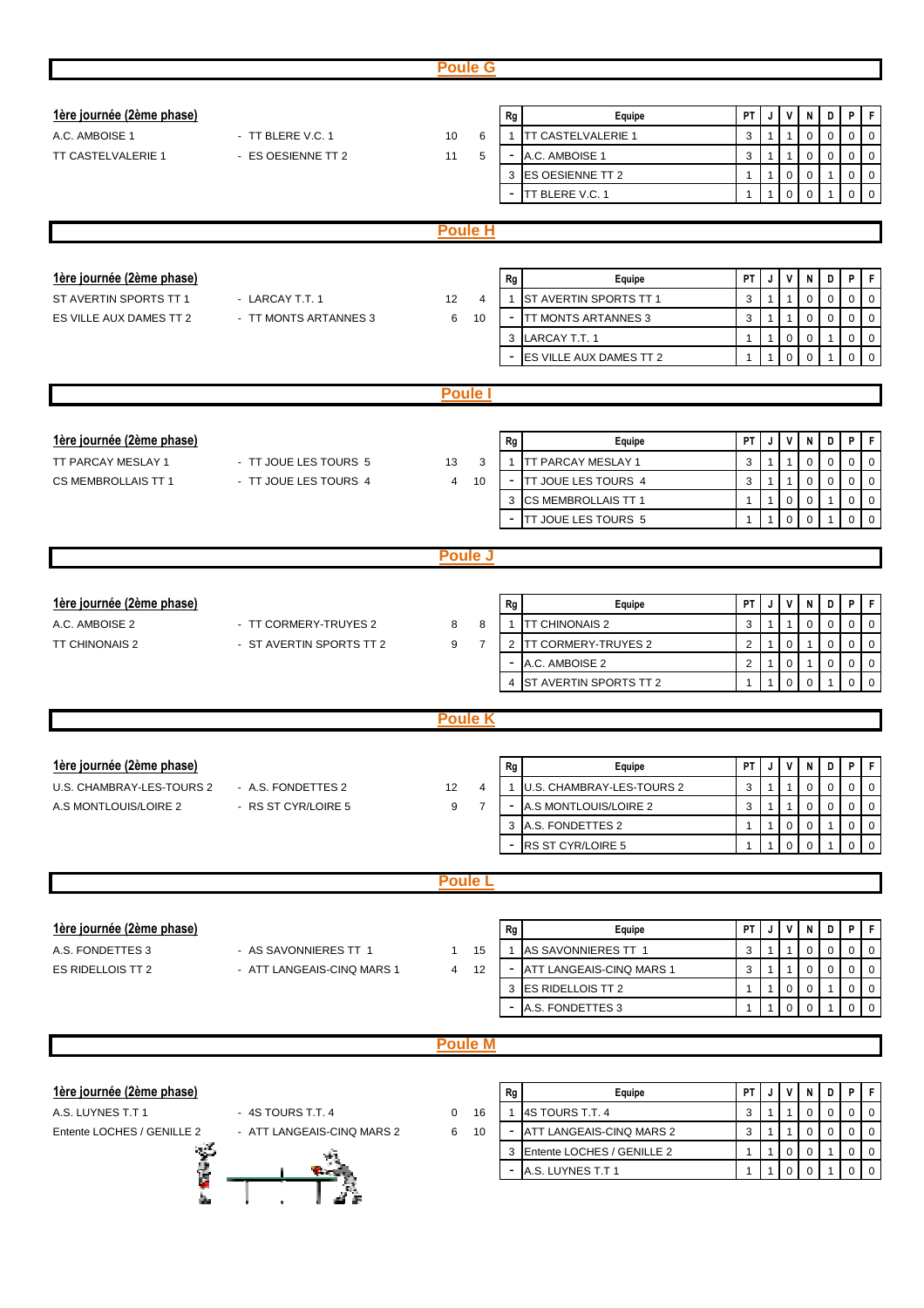## Poule G

**1ère journée (2ème phase)**

| | | | |
|---|---|---|---|
| A.C. AMBOISE 1 | - TT BLERE V.C. 1 | 10 | 6 |
| TT CASTELVALERIE 1 | - ES OESIENNE TT 2 | 11 | 5 |

| Rg | Equipe | PT | J | V | N | D | P | F |
|---|---|---|---|---|---|---|---|---|
| 1 | TT CASTELVALERIE 1 | 3 | 1 | 1 | 0 | 0 | 0 | 0 |
| - | A.C. AMBOISE 1 | 3 | 1 | 1 | 0 | 0 | 0 | 0 |
| 3 | ES OESIENNE TT 2 | 1 | 1 | 0 | 0 | 1 | 0 | 0 |
| - | TT BLERE V.C. 1 | 1 | 1 | 0 | 0 | 1 | 0 | 0 |

## Poule H

**1ère journée (2ème phase)**

| | | | |
|---|---|---|---|
| ST AVERTIN SPORTS TT 1 | - LARCAY T.T. 1 | 12 | 4 |
| ES VILLE AUX DAMES TT 2 | - TT MONTS ARTANNES 3 | 6 | 10 |

| Rg | Equipe | PT | J | V | N | D | P | F |
|---|---|---|---|---|---|---|---|---|
| 1 | ST AVERTIN SPORTS TT 1 | 3 | 1 | 1 | 0 | 0 | 0 | 0 |
| - | TT MONTS ARTANNES 3 | 3 | 1 | 1 | 0 | 0 | 0 | 0 |
| 3 | LARCAY T.T. 1 | 1 | 1 | 0 | 0 | 1 | 0 | 0 |
| - | ES VILLE AUX DAMES TT 2 | 1 | 1 | 0 | 0 | 1 | 0 | 0 |

## Poule I

**1ère journée (2ème phase)**

| | | | |
|---|---|---|---|
| TT PARCAY MESLAY 1 | - TT JOUE LES TOURS 5 | 13 | 3 |
| CS MEMBROLLAIS TT 1 | - TT JOUE LES TOURS 4 | 4 | 10 |

| Rg | Equipe | PT | J | V | N | D | P | F |
|---|---|---|---|---|---|---|---|---|
| 1 | TT PARCAY MESLAY 1 | 3 | 1 | 1 | 0 | 0 | 0 | 0 |
| - | TT JOUE LES TOURS 4 | 3 | 1 | 1 | 0 | 0 | 0 | 0 |
| 3 | CS MEMBROLLAIS TT 1 | 1 | 1 | 0 | 0 | 1 | 0 | 0 |
| - | TT JOUE LES TOURS 5 | 1 | 1 | 0 | 0 | 1 | 0 | 0 |

## Poule J

**1ère journée (2ème phase)**

| | | | |
|---|---|---|---|
| A.C. AMBOISE 2 | - TT CORMERY-TRUYES 2 | 8 | 8 |
| TT CHINONAIS 2 | - ST AVERTIN SPORTS TT 2 | 9 | 7 |

| Rg | Equipe | PT | J | V | N | D | P | F |
|---|---|---|---|---|---|---|---|---|
| 1 | TT CHINONAIS 2 | 3 | 1 | 1 | 0 | 0 | 0 | 0 |
| 2 | TT CORMERY-TRUYES 2 | 2 | 1 | 0 | 1 | 0 | 0 | 0 |
| - | A.C. AMBOISE 2 | 2 | 1 | 0 | 1 | 0 | 0 | 0 |
| 4 | ST AVERTIN SPORTS TT 2 | 1 | 1 | 0 | 0 | 1 | 0 | 0 |

## Poule K

**1ère journée (2ème phase)**

| | | | |
|---|---|---|---|
| U.S. CHAMBRAY-LES-TOURS 2 | - A.S. FONDETTES 2 | 12 | 4 |
| A.S MONTLOUIS/LOIRE 2 | - RS ST CYR/LOIRE 5 | 9 | 7 |

| Rg | Equipe | PT | J | V | N | D | P | F |
|---|---|---|---|---|---|---|---|---|
| 1 | U.S. CHAMBRAY-LES-TOURS 2 | 3 | 1 | 1 | 0 | 0 | 0 | 0 |
| - | A.S MONTLOUIS/LOIRE 2 | 3 | 1 | 1 | 0 | 0 | 0 | 0 |
| 3 | A.S. FONDETTES 2 | 1 | 1 | 0 | 0 | 1 | 0 | 0 |
| - | RS ST CYR/LOIRE 5 | 1 | 1 | 0 | 0 | 1 | 0 | 0 |

## Poule L

**1ère journée (2ème phase)**

| | | | |
|---|---|---|---|
| A.S. FONDETTES 3 | - AS SAVONNIERES TT 1 | 1 | 15 |
| ES RIDELLOIS TT 2 | - ATT LANGEAIS-CINQ MARS 1 | 4 | 12 |

| Rg | Equipe | PT | J | V | N | D | P | F |
|---|---|---|---|---|---|---|---|---|
| 1 | AS SAVONNIERES TT 1 | 3 | 1 | 1 | 0 | 0 | 0 | 0 |
| - | ATT LANGEAIS-CINQ MARS 1 | 3 | 1 | 1 | 0 | 0 | 0 | 0 |
| 3 | ES RIDELLOIS TT 2 | 1 | 1 | 0 | 0 | 1 | 0 | 0 |
| - | A.S. FONDETTES 3 | 1 | 1 | 0 | 0 | 1 | 0 | 0 |

## Poule M

**1ère journée (2ème phase)**

| | | | |
|---|---|---|---|
| A.S. LUYNES T.T 1 | - 4S TOURS T.T. 4 | 0 | 16 |
| Entente LOCHES / GENILLE 2 | - ATT LANGEAIS-CINQ MARS 2 | 6 | 10 |

| Rg | Equipe | PT | J | V | N | D | P | F |
|---|---|---|---|---|---|---|---|---|
| 1 | 4S TOURS T.T. 4 | 3 | 1 | 1 | 0 | 0 | 0 | 0 |
| - | ATT LANGEAIS-CINQ MARS 2 | 3 | 1 | 1 | 0 | 0 | 0 | 0 |
| 3 | Entente LOCHES / GENILLE 2 | 1 | 1 | 0 | 0 | 1 | 0 | 0 |
| - | A.S. LUYNES T.T 1 | 1 | 1 | 0 | 0 | 1 | 0 | 0 |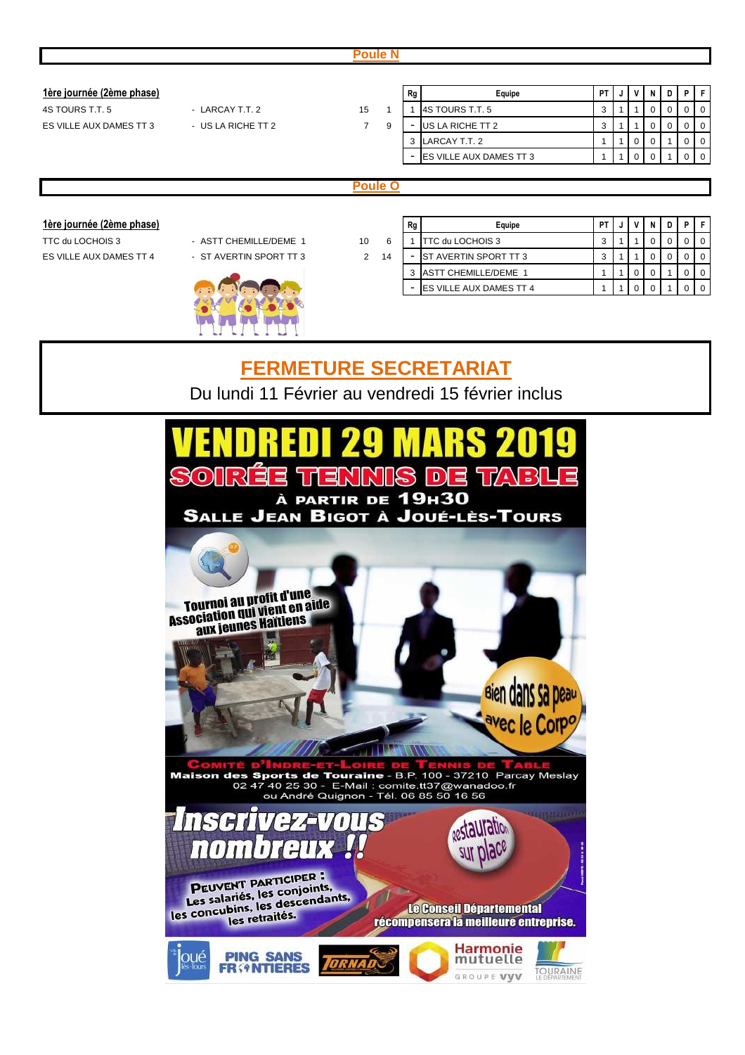## Poule N

**1ère journée (2ème phase)**

| | | | |
|---|---|---|---|
| 4S TOURS T.T. 5 | - LARCAY T.T. 2 | 15 | 1 |
| ES VILLE AUX DAMES TT 3 | - US LA RICHE TT 2 | 7 | 9 |

| Rg | Equipe | PT | J | V | N | D | P | F |
|---|---|---|---|---|---|---|---|---|
| 1 | 4S TOURS T.T. 5 | 3 | 1 | 1 | 0 | 0 | 0 | 0 |
| - | US LA RICHE TT 2 | 3 | 1 | 1 | 0 | 0 | 0 | 0 |
| 3 | LARCAY T.T. 2 | 1 | 1 | 0 | 0 | 1 | 0 | 0 |
| - | ES VILLE AUX DAMES TT 3 | 1 | 1 | 0 | 0 | 1 | 0 | 0 |

## Poule O

**1ère journée (2ème phase)**

| | | | |
|---|---|---|---|
| TTC du LOCHOIS 3 | - ASTT CHEMILLE/DEME 1 | 10 | 6 |
| ES VILLE AUX DAMES TT 4 | - ST AVERTIN SPORT TT 3 | 2 | 14 |

| Rg | Equipe | PT | J | V | N | D | P | F |
|---|---|---|---|---|---|---|---|---|
| 1 | TTC du LOCHOIS 3 | 3 | 1 | 1 | 0 | 0 | 0 | 0 |
| - | ST AVERTIN SPORT TT 3 | 3 | 1 | 1 | 0 | 0 | 0 | 0 |
| 3 | ASTT CHEMILLE/DEME 1 | 1 | 1 | 0 | 0 | 1 | 0 | 0 |
| - | ES VILLE AUX DAMES TT 4 | 1 | 1 | 0 | 0 | 1 | 0 | 0 |

## FERMETURE SECRETARIAT

Du lundi 11 Février au vendredi 15 février inclus

# VENDREDI 29 MARS 2019

## SOIRÉE TENNIS DE TABLE

À PARTIR DE 19H30

SALLE JEAN BIGOT À JOUÉ-LÈS-TOURS

Tournoi au profit d'une Association qui vient en aide aux jeunes Haïtiens

Bien dans sa peau avec le Corpo

COMITÉ D'INDRE-ET-LOIRE DE TENNIS DE TABLE

Maison des Sports de Touraine - B.P. 100 - 37210 Parcay Meslay

02 47 40 25 30 - E-Mail : comite.tt37@wanadoo.fr

ou André Quignon - Tél. 06 85 50 16 56

**Inscrivez-vous nombreux !!**

Restauration sur place

PEUVENT PARTICIPER : Les salariés, les conjoints, les concubins, les descendants, les retraités.

Le Conseil Départemental récompensera la meilleure entreprise.

Joué-lès-Tours — PING SANS FRONTIERES — TORNADO — Harmonie mutuelle GROUPE VYV — TOURAINE LE DÉPARTEMENT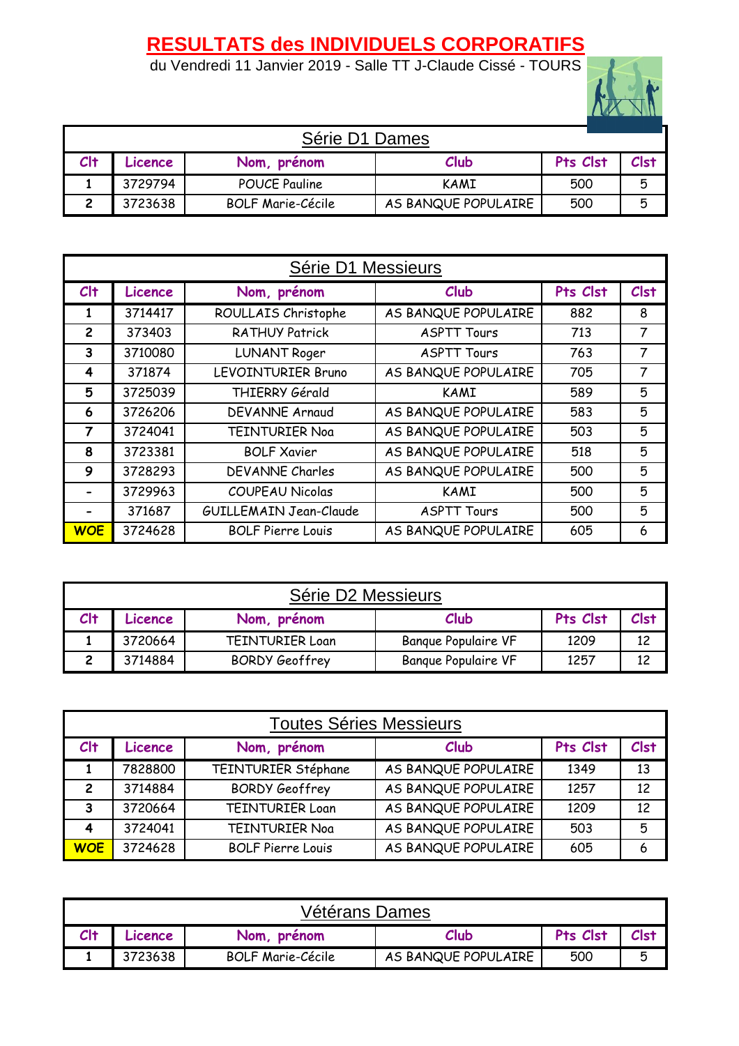# RESULTATS des INDIVIDUELS CORPORATIFS

du Vendredi 11 Janvier 2019 - Salle TT J-Claude Cissé - TOURS

| Série D1 Dames | | | | | |
|---|---|---|---|---|---|
| **Clt** | **Licence** | **Nom, prénom** | **Club** | **Pts Clst** | **Clst** |
| **1** | 3729794 | POUCE Pauline | KAMI | 500 | 5 |
| **2** | 3723638 | BOLF Marie-Cécile | AS BANQUE POPULAIRE | 500 | 5 |

| Série D1 Messieurs | | | | | |
|---|---|---|---|---|---|
| **Clt** | **Licence** | **Nom, prénom** | **Club** | **Pts Clst** | **Clst** |
| **1** | 3714417 | ROULLAIS Christophe | AS BANQUE POPULAIRE | 882 | 8 |
| **2** | 373403 | RATHUY Patrick | ASPTT Tours | 713 | 7 |
| **3** | 3710080 | LUNANT Roger | ASPTT Tours | 763 | 7 |
| **4** | 371874 | LEVOINTURIER Bruno | AS BANQUE POPULAIRE | 705 | 7 |
| **5** | 3725039 | THIERRY Gérald | KAMI | 589 | 5 |
| **6** | 3726206 | DEVANNE Arnaud | AS BANQUE POPULAIRE | 583 | 5 |
| **7** | 3724041 | TEINTURIER Noa | AS BANQUE POPULAIRE | 503 | 5 |
| **8** | 3723381 | BOLF Xavier | AS BANQUE POPULAIRE | 518 | 5 |
| **9** | 3728293 | DEVANNE Charles | AS BANQUE POPULAIRE | 500 | 5 |
| **-** | 3729963 | COUPEAU Nicolas | KAMI | 500 | 5 |
| **-** | 371687 | GUILLEMAIN Jean-Claude | ASPTT Tours | 500 | 5 |
| **WOE** | 3724628 | BOLF Pierre Louis | AS BANQUE POPULAIRE | 605 | 6 |

| Série D2 Messieurs | | | | | |
|---|---|---|---|---|---|
| **Clt** | **Licence** | **Nom, prénom** | **Club** | **Pts Clst** | **Clst** |
| **1** | 3720664 | TEINTURIER Loan | Banque Populaire VF | 1209 | 12 |
| **2** | 3714884 | BORDY Geoffrey | Banque Populaire VF | 1257 | 12 |

| Toutes Séries Messieurs | | | | | |
|---|---|---|---|---|---|
| **Clt** | **Licence** | **Nom, prénom** | **Club** | **Pts Clst** | **Clst** |
| **1** | 7828800 | TEINTURIER Stéphane | AS BANQUE POPULAIRE | 1349 | 13 |
| **2** | 3714884 | BORDY Geoffrey | AS BANQUE POPULAIRE | 1257 | 12 |
| **3** | 3720664 | TEINTURIER Loan | AS BANQUE POPULAIRE | 1209 | 12 |
| **4** | 3724041 | TEINTURIER Noa | AS BANQUE POPULAIRE | 503 | 5 |
| **WOE** | 3724628 | BOLF Pierre Louis | AS BANQUE POPULAIRE | 605 | 6 |

| Vétérans Dames | | | | | |
|---|---|---|---|---|---|
| **Clt** | **Licence** | **Nom, prénom** | **Club** | **Pts Clst** | **Clst** |
| **1** | 3723638 | BOLF Marie-Cécile | AS BANQUE POPULAIRE | 500 | 5 |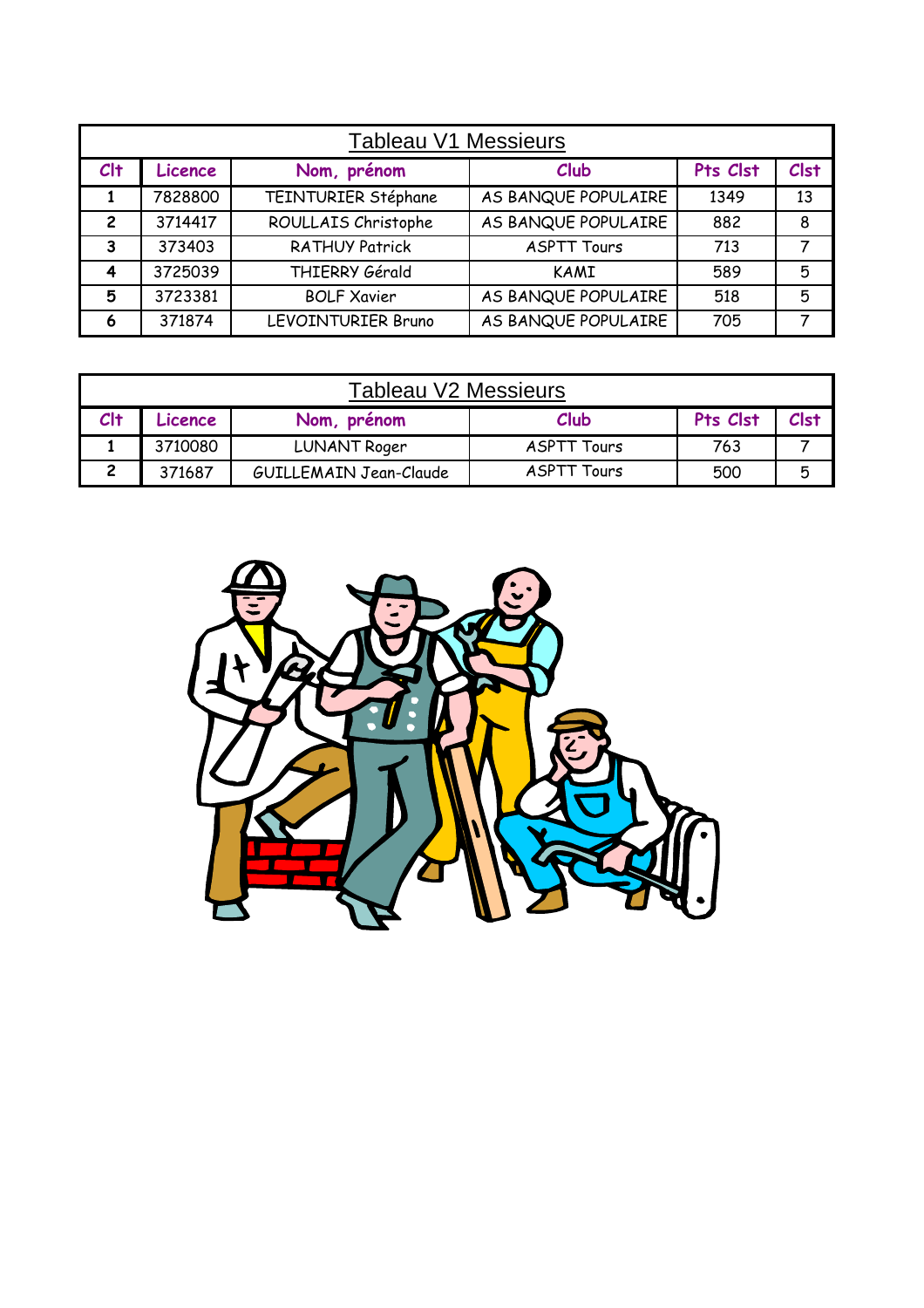## Tableau V1 Messieurs

| Clt | Licence | Nom, prénom | Club | Pts Clst | Clst |
|---|---|---|---|---|---|
| 1 | 7828800 | TEINTURIER Stéphane | AS BANQUE POPULAIRE | 1349 | 13 |
| 2 | 3714417 | ROULLAIS Christophe | AS BANQUE POPULAIRE | 882 | 8 |
| 3 | 373403 | RATHUY Patrick | ASPTT Tours | 713 | 7 |
| 4 | 3725039 | THIERRY Gérald | KAMI | 589 | 5 |
| 5 | 3723381 | BOLF Xavier | AS BANQUE POPULAIRE | 518 | 5 |
| 6 | 371874 | LEVOINTURIER Bruno | AS BANQUE POPULAIRE | 705 | 7 |

## Tableau V2 Messieurs

| Clt | Licence | Nom, prénom | Club | Pts Clst | Clst |
|---|---|---|---|---|---|
| 1 | 3710080 | LUNANT Roger | ASPTT Tours | 763 | 7 |
| 2 | 371687 | GUILLEMAIN Jean-Claude | ASPTT Tours | 500 | 5 |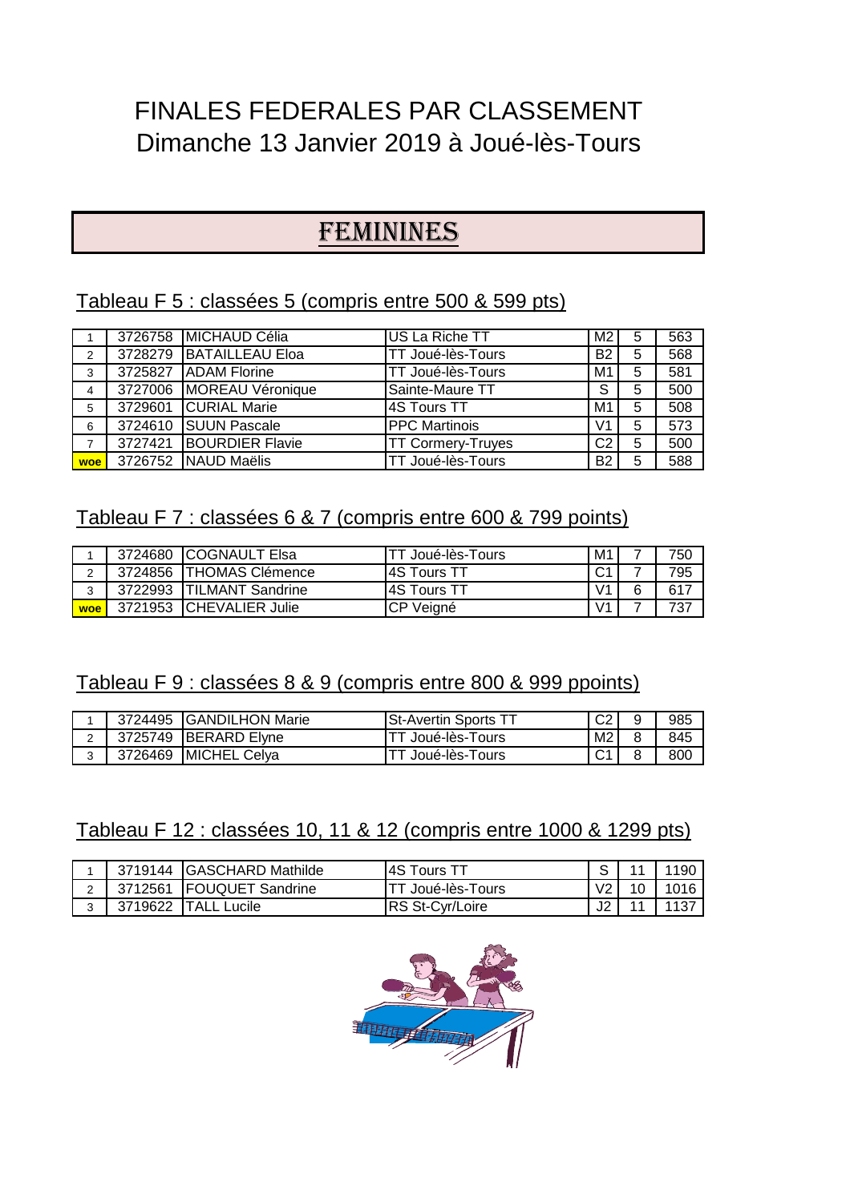# FINALES FEDERALES PAR CLASSEMENT
# Dimanche 13 Janvier 2019 à Joué-lès-Tours

## FEMININES

### Tableau F 5 : classées 5 (compris entre 500 & 599 pts)

| | | | | | | |
|---|---|---|---|---|---|---|
| 1 | 3726758 | MICHAUD Célia | US La Riche TT | M2 | 5 | 563 |
| 2 | 3728279 | BATAILLEAU Eloa | TT Joué-lès-Tours | B2 | 5 | 568 |
| 3 | 3725827 | ADAM Florine | TT Joué-lès-Tours | M1 | 5 | 581 |
| 4 | 3727006 | MOREAU Véronique | Sainte-Maure TT | S | 5 | 500 |
| 5 | 3729601 | CURIAL Marie | 4S Tours TT | M1 | 5 | 508 |
| 6 | 3724610 | SUUN Pascale | PPC Martinois | V1 | 5 | 573 |
| 7 | 3727421 | BOURDIER Flavie | TT Cormery-Truyes | C2 | 5 | 500 |
| woe | 3726752 | NAUD Maëlis | TT Joué-lès-Tours | B2 | 5 | 588 |

### Tableau F 7 : classées 6 & 7 (compris entre 600 & 799 points)

| | | | | | | |
|---|---|---|---|---|---|---|
| 1 | 3724680 | COGNAULT Elsa | TT Joué-lès-Tours | M1 | 7 | 750 |
| 2 | 3724856 | THOMAS Clémence | 4S Tours TT | C1 | 7 | 795 |
| 3 | 3722993 | TILMANT Sandrine | 4S Tours TT | V1 | 6 | 617 |
| woe | 3721953 | CHEVALIER Julie | CP Veigné | V1 | 7 | 737 |

### Tableau F 9 : classées 8 & 9 (compris entre 800 & 999 ppoints)

| | | | | | | |
|---|---|---|---|---|---|---|
| 1 | 3724495 | GANDILHON Marie | St-Avertin Sports TT | C2 | 9 | 985 |
| 2 | 3725749 | BERARD Elyne | TT Joué-lès-Tours | M2 | 8 | 845 |
| 3 | 3726469 | MICHEL Celya | TT Joué-lès-Tours | C1 | 8 | 800 |

### Tableau F 12 : classées 10, 11 & 12 (compris entre 1000 & 1299 pts)

| | | | | | | |
|---|---|---|---|---|---|---|
| 1 | 3719144 | GASCHARD Mathilde | 4S Tours TT | S | 11 | 1190 |
| 2 | 3712561 | FOUQUET Sandrine | TT Joué-lès-Tours | V2 | 10 | 1016 |
| 3 | 3719622 | TALL Lucile | RS St-Cyr/Loire | J2 | 11 | 1137 |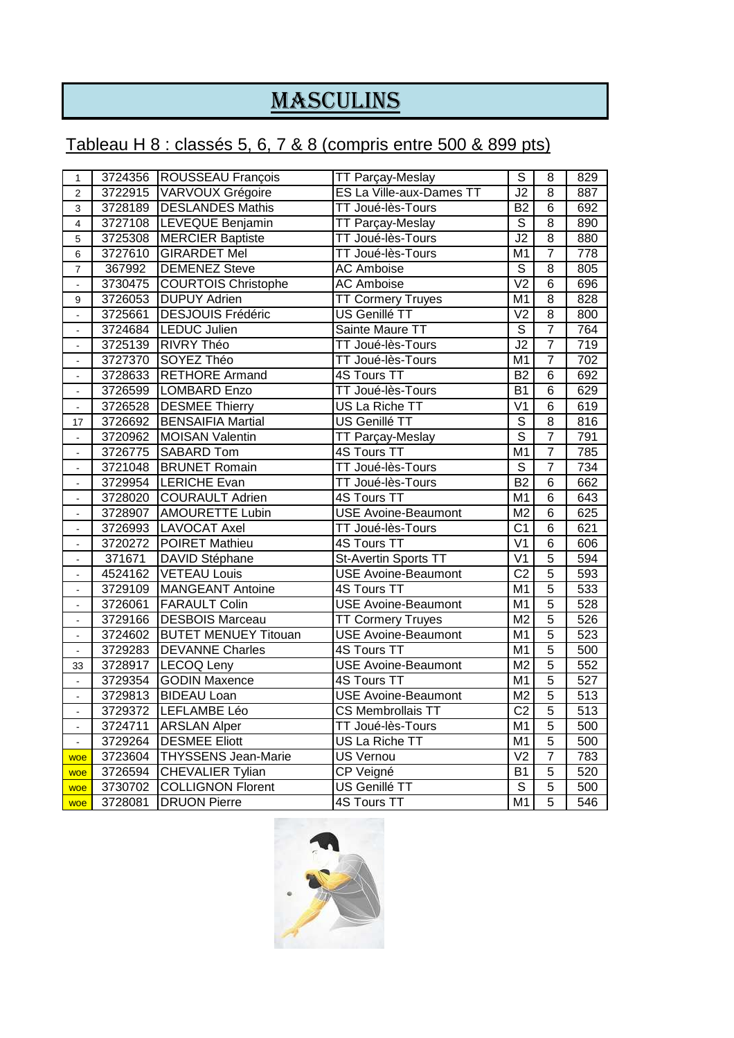# MASCULINS

## Tableau H 8 : classés 5, 6, 7 & 8 (compris entre 500 & 899 pts)

| | | | | | | |
|---|---|---|---|---|---|---|
| 1 | 3724356 | ROUSSEAU François | TT Parçay-Meslay | S | 8 | 829 |
| 2 | 3722915 | VARVOUX Grégoire | ES La Ville-aux-Dames TT | J2 | 8 | 887 |
| 3 | 3728189 | DESLANDES Mathis | TT Joué-lès-Tours | B2 | 6 | 692 |
| 4 | 3727108 | LEVEQUE Benjamin | TT Parçay-Meslay | S | 8 | 890 |
| 5 | 3725308 | MERCIER Baptiste | TT Joué-lès-Tours | J2 | 8 | 880 |
| 6 | 3727610 | GIRARDET Mel | TT Joué-lès-Tours | M1 | 7 | 778 |
| 7 | 367992 | DEMENEZ Steve | AC Amboise | S | 8 | 805 |
| - | 3730475 | COURTOIS Christophe | AC Amboise | V2 | 6 | 696 |
| 9 | 3726053 | DUPUY Adrien | TT Cormery Truyes | M1 | 8 | 828 |
| - | 3725661 | DESJOUIS Frédéric | US Genillé TT | V2 | 8 | 800 |
| - | 3724684 | LEDUC Julien | Sainte Maure TT | S | 7 | 764 |
| - | 3725139 | RIVRY Théo | TT Joué-lès-Tours | J2 | 7 | 719 |
| - | 3727370 | SOYEZ Théo | TT Joué-lès-Tours | M1 | 7 | 702 |
| - | 3728633 | RETHORE Armand | 4S Tours TT | B2 | 6 | 692 |
| - | 3726599 | LOMBARD Enzo | TT Joué-lès-Tours | B1 | 6 | 629 |
| - | 3726528 | DESMEE Thierry | US La Riche TT | V1 | 6 | 619 |
| 17 | 3726692 | BENSAIFIA Martial | US Genillé TT | S | 8 | 816 |
| - | 3720962 | MOISAN Valentin | TT Parçay-Meslay | S | 7 | 791 |
| - | 3726775 | SABARD Tom | 4S Tours TT | M1 | 7 | 785 |
| - | 3721048 | BRUNET Romain | TT Joué-lès-Tours | S | 7 | 734 |
| - | 3729954 | LERICHE Evan | TT Joué-lès-Tours | B2 | 6 | 662 |
| - | 3728020 | COURAULT Adrien | 4S Tours TT | M1 | 6 | 643 |
| - | 3728907 | AMOURETTE Lubin | USE Avoine-Beaumont | M2 | 6 | 625 |
| - | 3726993 | LAVOCAT Axel | TT Joué-lès-Tours | C1 | 6 | 621 |
| - | 3720272 | POIRET Mathieu | 4S Tours TT | V1 | 6 | 606 |
| - | 371671 | DAVID Stéphane | St-Avertin Sports TT | V1 | 5 | 594 |
| - | 4524162 | VETEAU Louis | USE Avoine-Beaumont | C2 | 5 | 593 |
| - | 3729109 | MANGEANT Antoine | 4S Tours TT | M1 | 5 | 533 |
| - | 3726061 | FARAULT Colin | USE Avoine-Beaumont | M1 | 5 | 528 |
| - | 3729166 | DESBOIS Marceau | TT Cormery Truyes | M2 | 5 | 526 |
| - | 3724602 | BUTET MENUEY Titouan | USE Avoine-Beaumont | M1 | 5 | 523 |
| - | 3729283 | DEVANNE Charles | 4S Tours TT | M1 | 5 | 500 |
| 33 | 3728917 | LECOQ Leny | USE Avoine-Beaumont | M2 | 5 | 552 |
| - | 3729354 | GODIN Maxence | 4S Tours TT | M1 | 5 | 527 |
| - | 3729813 | BIDEAU Loan | USE Avoine-Beaumont | M2 | 5 | 513 |
| - | 3729372 | LEFLAMBE Léo | CS Membrollais TT | C2 | 5 | 513 |
| - | 3724711 | ARSLAN Alper | TT Joué-lès-Tours | M1 | 5 | 500 |
| - | 3729264 | DESMEE Eliott | US La Riche TT | M1 | 5 | 500 |
| woe | 3723604 | THYSSENS Jean-Marie | US Vernou | V2 | 7 | 783 |
| woe | 3726594 | CHEVALIER Tylian | CP Veigné | B1 | 5 | 520 |
| woe | 3730702 | COLLIGNON Florent | US Genillé TT | S | 5 | 500 |
| woe | 3728081 | DRUON Pierre | 4S Tours TT | M1 | 5 | 546 |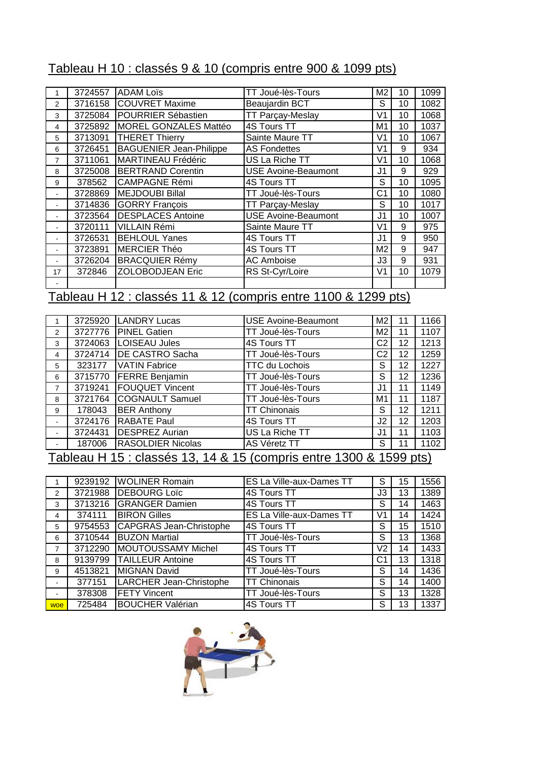## Tableau H 10 : classés 9 & 10 (compris entre 900 & 1099 pts)

| | | | | | | |
|---|---|---|---|---|---|---|
| 1 | 3724557 | ADAM Loïs | TT Joué-lès-Tours | M2 | 10 | 1099 |
| 2 | 3716158 | COUVRET Maxime | Beaujardin BCT | S | 10 | 1082 |
| 3 | 3725084 | POURRIER Sébastien | TT Parçay-Meslay | V1 | 10 | 1068 |
| 4 | 3725892 | MOREL GONZALES Mattéo | 4S Tours TT | M1 | 10 | 1037 |
| 5 | 3713091 | THERET Thierry | Sainte Maure TT | V1 | 10 | 1067 |
| 6 | 3726451 | BAGUENIER Jean-Philippe | AS Fondettes | V1 | 9 | 934 |
| 7 | 3711061 | MARTINEAU Frédéric | US La Riche TT | V1 | 10 | 1068 |
| 8 | 3725008 | BERTRAND Corentin | USE Avoine-Beaumont | J1 | 9 | 929 |
| 9 | 378562 | CAMPAGNE Rémi | 4S Tours TT | S | 10 | 1095 |
| - | 3728869 | MEJDOUBI Billal | TT Joué-lès-Tours | C1 | 10 | 1080 |
| - | 3714836 | GORRY François | TT Parçay-Meslay | S | 10 | 1017 |
| - | 3723564 | DESPLACES Antoine | USE Avoine-Beaumont | J1 | 10 | 1007 |
| - | 3720111 | VILLAIN Rémi | Sainte Maure TT | V1 | 9 | 975 |
| - | 3726531 | BEHLOUL Yanes | 4S Tours TT | J1 | 9 | 950 |
| - | 3723891 | MERCIER Théo | 4S Tours TT | M2 | 9 | 947 |
| - | 3726204 | BRACQUIER Rémy | AC Amboise | J3 | 9 | 931 |
| 17 | 372846 | ZOLOBODJEAN Eric | RS St-Cyr/Loire | V1 | 10 | 1079 |
| - | | | | | | |

## Tableau H 12 : classés 11 & 12 (compris entre 1100 & 1299 pts)

| | | | | | | |
|---|---|---|---|---|---|---|
| 1 | 3725920 | LANDRY Lucas | USE Avoine-Beaumont | M2 | 11 | 1166 |
| 2 | 3727776 | PINEL Gatien | TT Joué-lès-Tours | M2 | 11 | 1107 |
| 3 | 3724063 | LOISEAU Jules | 4S Tours TT | C2 | 12 | 1213 |
| 4 | 3724714 | DE CASTRO Sacha | TT Joué-lès-Tours | C2 | 12 | 1259 |
| 5 | 323177 | VATIN Fabrice | TTC du Lochois | S | 12 | 1227 |
| 6 | 3715770 | FERRE Benjamin | TT Joué-lès-Tours | S | 12 | 1236 |
| 7 | 3719241 | FOUQUET Vincent | TT Joué-lès-Tours | J1 | 11 | 1149 |
| 8 | 3721764 | COGNAULT Samuel | TT Joué-lès-Tours | M1 | 11 | 1187 |
| 9 | 178043 | BER Anthony | TT Chinonais | S | 12 | 1211 |
| - | 3724176 | RABATE Paul | 4S Tours TT | J2 | 12 | 1203 |
| - | 3724431 | DESPREZ Aurian | US La Riche TT | J1 | 11 | 1103 |
| - | 187006 | RASOLDIER Nicolas | AS Véretz TT | S | 11 | 1102 |

## Tableau H 15 : classés 13, 14 & 15 (compris entre 1300 & 1599 pts)

| | | | | | | |
|---|---|---|---|---|---|---|
| 1 | 9239192 | WOLINER Romain | ES La Ville-aux-Dames TT | S | 15 | 1556 |
| 2 | 3721988 | DEBOURG Loïc | 4S Tours TT | J3 | 13 | 1389 |
| 3 | 3713216 | GRANGER Damien | 4S Tours TT | S | 14 | 1463 |
| 4 | 374111 | BIRON Gilles | ES La Ville-aux-Dames TT | V1 | 14 | 1424 |
| 5 | 9754553 | CAPGRAS Jean-Christophe | 4S Tours TT | S | 15 | 1510 |
| 6 | 3710544 | BUZON Martial | TT Joué-lès-Tours | S | 13 | 1368 |
| 7 | 3712290 | MOUTOUSSAMY Michel | 4S Tours TT | V2 | 14 | 1433 |
| 8 | 9139799 | TAILLEUR Antoine | 4S Tours TT | C1 | 13 | 1318 |
| 9 | 4513821 | MIGNAN David | TT Joué-lès-Tours | S | 14 | 1436 |
| - | 377151 | LARCHER Jean-Christophe | TT Chinonais | S | 14 | 1400 |
| - | 378308 | FETY Vincent | TT Joué-lès-Tours | S | 13 | 1328 |
| woe | 725484 | BOUCHER Valérian | 4S Tours TT | S | 13 | 1337 |